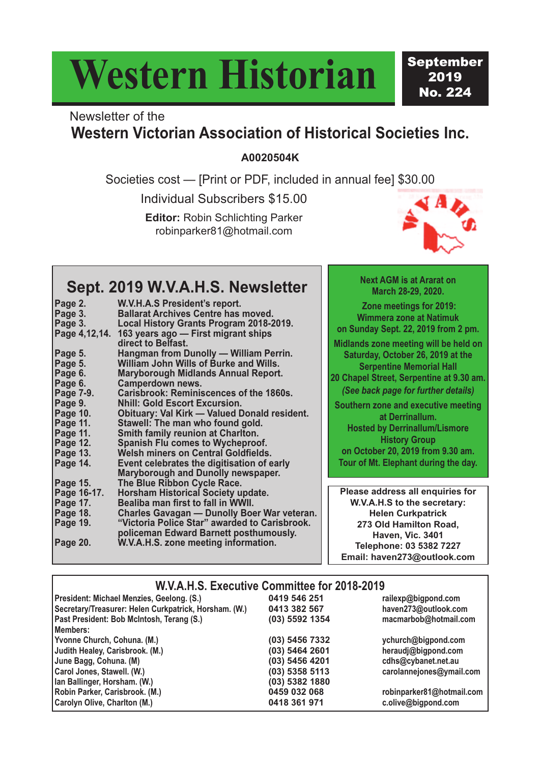# Western Historian

**September 2019**
**No. 224**

Newsletter of the

## Western Victorian Association of Historical Societies Inc.

**A0020504K**

Societies cost — [Print or PDF, included in annual fee] $30.00

Individual Subscribers $15.00

**Editor:** Robin Schlichting Parker
robinparker81@hotmail.com

## Sept. 2019 W.V.A.H.S. Newsletter

| Page | Contents |
| --- | --- |
| Page 2. | W.V.H.A.S President's report. |
| Page 3. | Ballarat Archives Centre has moved. |
| Page 3. | Local History Grants Program 2018-2019. |
| Page 4,12,14. | 163 years ago — First migrant ships direct to Belfast. |
| Page 5. | Hangman from Dunolly — William Perrin. |
| Page 5. | William John Wills of Burke and Wills. |
| Page 6. | Maryborough Midlands Annual Report. |
| Page 6. | Camperdown news. |
| Page 7-9. | Carisbrook: Reminiscences of the 1860s. |
| Page 9. | Nhill: Gold Escort Excursion. |
| Page 10. | Obituary: Val Kirk — Valued Donald resident. |
| Page 11. | Stawell: The man who found gold. |
| Page 11. | Smith family reunion at Charlton. |
| Page 12. | Spanish Flu comes to Wycheproof. |
| Page 13. | Welsh miners on Central Goldfields. |
| Page 14. | Event celebrates the digitisation of early Maryborough and Dunolly newspaper. |
| Page 15. | The Blue Ribbon Cycle Race. |
| Page 16-17. | Horsham Historical Society update. |
| Page 17. | Bealiba man first to fall in WWII. |
| Page 18. | Charles Gavagan — Dunolly Boer War veteran. |
| Page 19. | "Victoria Police Star" awarded to Carisbrook. policeman Edward Barnett posthumously. |
| Page 20. | W.V.A.H.S. zone meeting information. |

**Next AGM is at Ararat on March 28-29, 2020.**

**Zone meetings for 2019:**
**Wimmera zone at Natimuk on Sunday Sept. 22, 2019 from 2 pm.**

**Midlands zone meeting will be held on Saturday, October 26, 2019 at the Serpentine Memorial Hall 20 Chapel Street, Serpentine at 9.30 am.**
*(See back page for further details)*

**Southern zone and executive meeting at Derrinallum. Hosted by Derrinallum/Lismore History Group on October 20, 2019 from 9.30 am. Tour of Mt. Elephant during the day.**

**Please address all enquiries for W.V.A.H.S to the secretary:**
**Helen Curkpatrick**
**273 Old Hamilton Road,**
**Haven, Vic. 3401**
**Telephone: 03 5382 7227**
**Email: haven273@outlook.com**

## W.V.A.H.S. Executive Committee for 2018-2019

| Position / Name | Phone | Email |
| --- | --- | --- |
| President: Michael Menzies, Geelong. (S.) | 0419 546 251 | railexp@bigpond.com |
| Secretary/Treasurer: Helen Curkpatrick, Horsham. (W.) | 0413 382 567 | haven273@outlook.com |
| Past President: Bob McIntosh, Terang (S.) | (03) 5592 1354 | macmarbob@hotmail.com |
| Members: | | |
| Yvonne Church, Cohuna. (M.) | (03) 5456 7332 | ychurch@bigpond.com |
| Judith Healey, Carisbrook. (M.) | (03) 5464 2601 | heraudj@bigpond.com |
| June Bagg, Cohuna. (M) | (03) 5456 4201 | cdhs@cybanet.net.au |
| Carol Jones, Stawell. (W.) | (03) 5358 5113 | carolannejones@ymail.com |
| Ian Ballinger, Horsham. (W.) | (03) 5382 1880 | |
| Robin Parker, Carisbrook. (M.) | 0459 032 068 | robinparker81@hotmail.com |
| Carolyn Olive, Charlton (M.) | 0418 361 971 | c.olive@bigpond.com |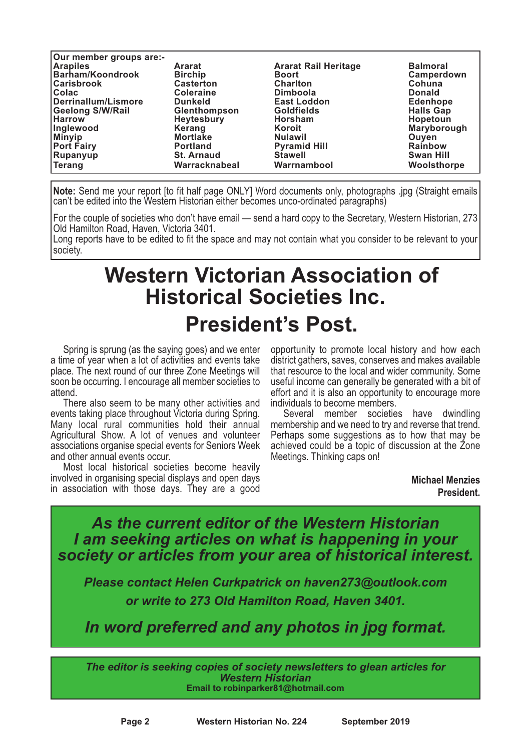**Our member groups are:-**

| | | | |
|---|---|---|---|
| Arapiles | Ararat | Ararat Rail Heritage | Balmoral |
| Barham/Koondrook | Birchip | Boort | Camperdown |
| Carisbrook | Casterton | Charlton | Cohuna |
| Colac | Coleraine | Dimboola | Donald |
| Derrinallum/Lismore | Dunkeld | East Loddon | Edenhope |
| Geelong S/W/Rail | Glenthompson | Goldfields | Halls Gap |
| Harrow | Heytesbury | Horsham | Hopetoun |
| Inglewood | Kerang | Koroit | Maryborough |
| Minyip | Mortlake | Nulawil | Ouyen |
| Port Fairy | Portland | Pyramid Hill | Rainbow |
| Rupanyup | St. Arnaud | Stawell | Swan Hill |
| Terang | Warracknabeal | Warrnambool | Woolsthorpe |

**Note:** Send me your report [to fit half page ONLY] Word documents only, photographs .jpg (Straight emails can't be edited into the Western Historian either becomes unco-ordinated paragraphs)

For the couple of societies who don't have email — send a hard copy to the Secretary, Western Historian, 273 Old Hamilton Road, Haven, Victoria 3401.
Long reports have to be edited to fit the space and may not contain what you consider to be relevant to your society.

# Western Victorian Association of Historical Societies Inc.

# President's Post.

Spring is sprung (as the saying goes) and we enter a time of year when a lot of activities and events take place. The next round of our three Zone Meetings will soon be occurring. I encourage all member societies to attend.

There also seem to be many other activities and events taking place throughout Victoria during Spring. Many local rural communities hold their annual Agricultural Show. A lot of venues and volunteer associations organise special events for Seniors Week and other annual events occur.

Most local historical societies become heavily involved in organising special displays and open days in association with those days. They are a good opportunity to promote local history and how each district gathers, saves, conserves and makes available that resource to the local and wider community. Some useful income can generally be generated with a bit of effort and it is also an opportunity to encourage more individuals to become members.

Several member societies have dwindling membership and we need to try and reverse that trend. Perhaps some suggestions as to how that may be achieved could be a topic of discussion at the Zone Meetings. Thinking caps on!

**Michael Menzies**
**President.**

***As the current editor of the Western Historian I am seeking articles on what is happening in your society or articles from your area of historical interest.***

***Please contact Helen Curkpatrick on haven273@outlook.com or write to 273 Old Hamilton Road, Haven 3401.***

***In word preferred and any photos in jpg format.***

***The editor is seeking copies of society newsletters to glean articles for Western Historian***
**Email to robinparker81@hotmail.com**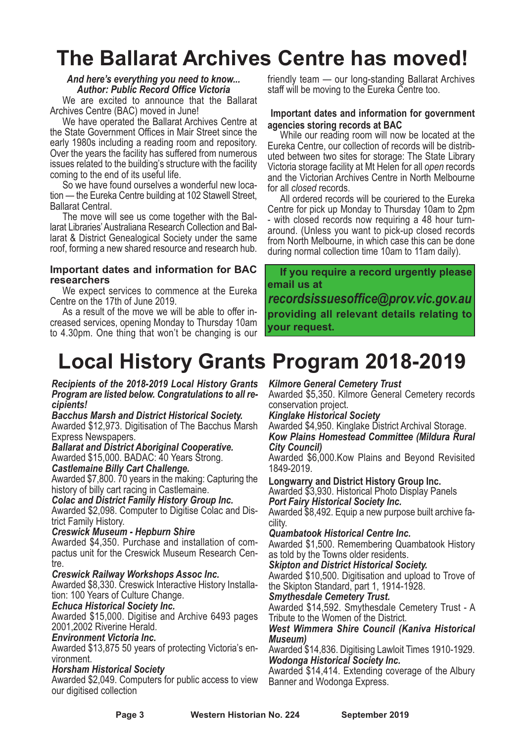# The Ballarat Archives Centre has moved!

***And here's everything you need to know...***
***Author: Public Record Office Victoria***

We are excited to announce that the Ballarat Archives Centre (BAC) moved in June!

We have operated the Ballarat Archives Centre at the State Government Offices in Mair Street since the early 1980s including a reading room and repository. Over the years the facility has suffered from numerous issues related to the building's structure with the facility coming to the end of its useful life.

So we have found ourselves a wonderful new location — the Eureka Centre building at 102 Stawell Street, Ballarat Central.

The move will see us come together with the Ballarat Libraries' Australiana Research Collection and Ballarat & District Genealogical Society under the same roof, forming a new shared resource and research hub.

### Important dates and information for BAC researchers

We expect services to commence at the Eureka Centre on the 17th of June 2019.

As a result of the move we will be able to offer increased services, opening Monday to Thursday 10am to 4.30pm. One thing that won't be changing is our friendly team — our long-standing Ballarat Archives staff will be moving to the Eureka Centre too.

### Important dates and information for government agencies storing records at BAC

While our reading room will now be located at the Eureka Centre, our collection of records will be distributed between two sites for storage: The State Library Victoria storage facility at Mt Helen for all *open* records and the Victorian Archives Centre in North Melbourne for all *closed* records.

All ordered records will be couriered to the Eureka Centre for pick up Monday to Thursday 10am to 2pm - with closed records now requiring a 48 hour turnaround. (Unless you want to pick-up closed records from North Melbourne, in which case this can be done during normal collection time 10am to 11am daily).

**If you require a record urgently please email us at *recordsissuesoffice@prov.vic.gov.au* providing all relevant details relating to your request.**

# Local History Grants Program 2018-2019

***Recipients of the 2018-2019 Local History Grants Program are listed below. Congratulations to all recipients!***

***Bacchus Marsh and District Historical Society.***
Awarded $12,973. Digitisation of The Bacchus Marsh Express Newspapers.

***Ballarat and District Aboriginal Cooperative.***
Awarded $15,000. BADAC: 40 Years Strong.

***Castlemaine Billy Cart Challenge.***
Awarded $7,800. 70 years in the making: Capturing the history of billy cart racing in Castlemaine.

***Colac and District Family History Group Inc.***
Awarded $2,098. Computer to Digitise Colac and District Family History.

***Creswick Museum - Hepburn Shire***
Awarded $4,350. Purchase and installation of compactus unit for the Creswick Museum Research Centre.

***Creswick Railway Workshops Assoc Inc.***
Awarded $8,330. Creswick Interactive History Installation: 100 Years of Culture Change.

***Echuca Historical Society Inc.***
Awarded $15,000. Digitise and Archive 6493 pages 2001,2002 Riverine Herald.

***Environment Victoria Inc.***
Awarded $13,875 50 years of protecting Victoria's environment.

***Horsham Historical Society***
Awarded $2,049. Computers for public access to view our digitised collection

***Kilmore General Cemetery Trust***
Awarded $5,350. Kilmore General Cemetery records conservation project.

***Kinglake Historical Society***
Awarded $4,950. Kinglake District Archival Storage.

***Kow Plains Homestead Committee (Mildura Rural City Council)***
Awarded $6,000.Kow Plains and Beyond Revisited 1849-2019.

**Longwarry and District History Group Inc.**
Awarded $3,930. Historical Photo Display Panels

***Port Fairy Historical Society Inc.***
Awarded $8,492. Equip a new purpose built archive facility.

***Quambatook Historical Centre Inc.***
Awarded $1,500. Remembering Quambatook History as told by the Towns older residents.

***Skipton and District Historical Society.***
Awarded $10,500. Digitisation and upload to Trove of the Skipton Standard, part 1, 1914-1928.

***Smythesdale Cemetery Trust.***
Awarded $14,592. Smythesdale Cemetery Trust - A Tribute to the Women of the District.

***West Wimmera Shire Council (Kaniva Historical Museum)***
Awarded $14,836. Digitising Lawloit Times 1910-1929.

***Wodonga Historical Society Inc.***
Awarded $14,414. Extending coverage of the Albury Banner and Wodonga Express.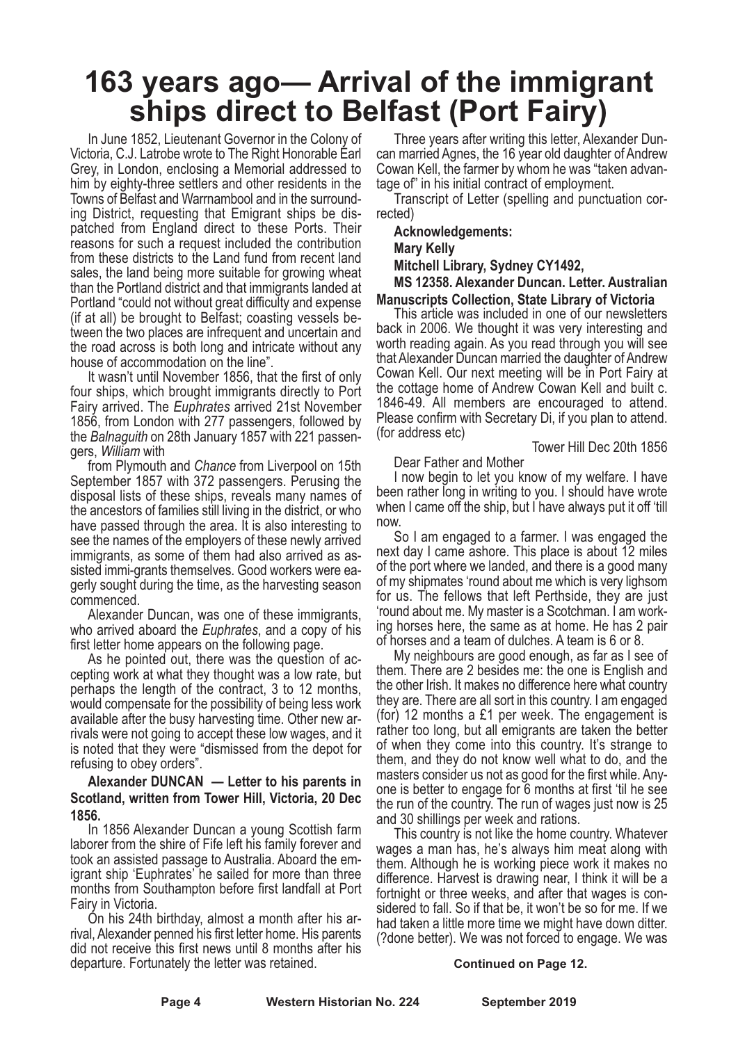# 163 years ago— Arrival of the immigrant ships direct to Belfast (Port Fairy)

In June 1852, Lieutenant Governor in the Colony of Victoria, C.J. Latrobe wrote to The Right Honorable Earl Grey, in London, enclosing a Memorial addressed to him by eighty-three settlers and other residents in the Towns of Belfast and Warrnambool and in the surrounding District, requesting that Emigrant ships be dispatched from England direct to these Ports. Their reasons for such a request included the contribution from these districts to the Land fund from recent land sales, the land being more suitable for growing wheat than the Portland district and that immigrants landed at Portland "could not without great difficulty and expense (if at all) be brought to Belfast; coasting vessels between the two places are infrequent and uncertain and the road across is both long and intricate without any house of accommodation on the line".

It wasn't until November 1856, that the first of only four ships, which brought immigrants directly to Port Fairy arrived. The *Euphrates* arrived 21st November 1856, from London with 277 passengers, followed by the *Balnaguith* on 28th January 1857 with 221 passengers, *William* with

from Plymouth and *Chance* from Liverpool on 15th September 1857 with 372 passengers. Perusing the disposal lists of these ships, reveals many names of the ancestors of families still living in the district, or who have passed through the area. It is also interesting to see the names of the employers of these newly arrived immigrants, as some of them had also arrived as assisted immi-grants themselves. Good workers were eagerly sought during the time, as the harvesting season commenced.

Alexander Duncan, was one of these immigrants, who arrived aboard the *Euphrates*, and a copy of his first letter home appears on the following page.

As he pointed out, there was the question of accepting work at what they thought was a low rate, but perhaps the length of the contract, 3 to 12 months, would compensate for the possibility of being less work available after the busy harvesting time. Other new arrivals were not going to accept these low wages, and it is noted that they were "dismissed from the depot for refusing to obey orders".

**Alexander DUNCAN — Letter to his parents in Scotland, written from Tower Hill, Victoria, 20 Dec 1856.**

In 1856 Alexander Duncan a young Scottish farm laborer from the shire of Fife left his family forever and took an assisted passage to Australia. Aboard the emigrant ship 'Euphrates' he sailed for more than three months from Southampton before first landfall at Port Fairy in Victoria.

On his 24th birthday, almost a month after his arrival, Alexander penned his first letter home. His parents did not receive this first news until 8 months after his departure. Fortunately the letter was retained.

Three years after writing this letter, Alexander Duncan married Agnes, the 16 year old daughter of Andrew Cowan Kell, the farmer by whom he was "taken advantage of" in his initial contract of employment.

Transcript of Letter (spelling and punctuation corrected)

**Acknowledgements:**
**Mary Kelly**
**Mitchell Library, Sydney CY1492,**
**MS 12358. Alexander Duncan. Letter. Australian Manuscripts Collection, State Library of Victoria**

This article was included in one of our newsletters back in 2006. We thought it was very interesting and worth reading again. As you read through you will see that Alexander Duncan married the daughter of Andrew Cowan Kell. Our next meeting will be in Port Fairy at the cottage home of Andrew Cowan Kell and built c. 1846-49. All members are encouraged to attend. Please confirm with Secretary Di, if you plan to attend. (for address etc)

Tower Hill Dec 20th 1856

Dear Father and Mother

I now begin to let you know of my welfare. I have been rather long in writing to you. I should have wrote when I came off the ship, but I have always put it off 'till now.

So I am engaged to a farmer. I was engaged the next day I came ashore. This place is about 12 miles of the port where we landed, and there is a good many of my shipmates 'round about me which is very lighsom for us. The fellows that left Perthside, they are just 'round about me. My master is a Scotchman. I am working horses here, the same as at home. He has 2 pair of horses and a team of dulches. A team is 6 or 8.

My neighbours are good enough, as far as I see of them. There are 2 besides me: the one is English and the other Irish. It makes no difference here what country they are. There are all sort in this country. I am engaged (for) 12 months a £1 per week. The engagement is rather too long, but all emigrants are taken the better of when they come into this country. It's strange to them, and they do not know well what to do, and the masters consider us not as good for the first while. Anyone is better to engage for 6 months at first 'til he see the run of the country. The run of wages just now is 25 and 30 shillings per week and rations.

This country is not like the home country. Whatever wages a man has, he's always him meat along with them. Although he is working piece work it makes no difference. Harvest is drawing near, I think it will be a fortnight or three weeks, and after that wages is considered to fall. So if that be, it won't be so for me. If we had taken a little more time we might have down ditter. (?done better). We was not forced to engage. We was

**Continued on Page 12.**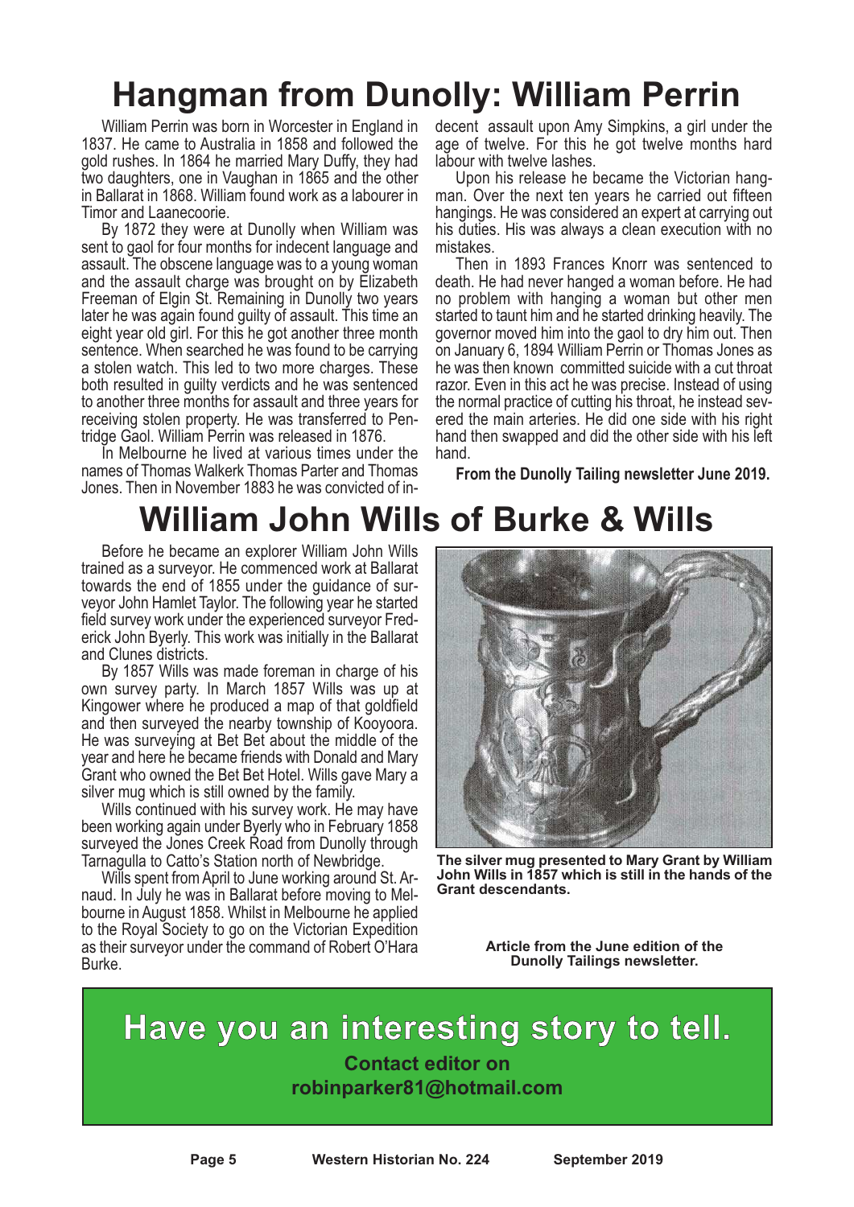# Hangman from Dunolly: William Perrin

William Perrin was born in Worcester in England in 1837. He came to Australia in 1858 and followed the gold rushes. In 1864 he married Mary Duffy, they had two daughters, one in Vaughan in 1865 and the other in Ballarat in 1868. William found work as a labourer in Timor and Laanecoorie.

By 1872 they were at Dunolly when William was sent to gaol for four months for indecent language and assault. The obscene language was to a young woman and the assault charge was brought on by Elizabeth Freeman of Elgin St. Remaining in Dunolly two years later he was again found guilty of assault. This time an eight year old girl. For this he got another three month sentence. When searched he was found to be carrying a stolen watch. This led to two more charges. These both resulted in guilty verdicts and he was sentenced to another three months for assault and three years for receiving stolen property. He was transferred to Pentridge Gaol. William Perrin was released in 1876.

In Melbourne he lived at various times under the names of Thomas Walkerk Thomas Parter and Thomas Jones. Then in November 1883 he was convicted of indecent assault upon Amy Simpkins, a girl under the age of twelve. For this he got twelve months hard labour with twelve lashes.

Upon his release he became the Victorian hangman. Over the next ten years he carried out fifteen hangings. He was considered an expert at carrying out his duties. His was always a clean execution with no mistakes.

Then in 1893 Frances Knorr was sentenced to death. He had never hanged a woman before. He had no problem with hanging a woman but other men started to taunt him and he started drinking heavily. The governor moved him into the gaol to dry him out. Then on January 6, 1894 William Perrin or Thomas Jones as he was then known committed suicide with a cut throat razor. Even in this act he was precise. Instead of using the normal practice of cutting his throat, he instead severed the main arteries. He did one side with his right hand then swapped and did the other side with his left hand.

**From the Dunolly Tailing newsletter June 2019.**

# William John Wills of Burke & Wills

Before he became an explorer William John Wills trained as a surveyor. He commenced work at Ballarat towards the end of 1855 under the guidance of surveyor John Hamlet Taylor. The following year he started field survey work under the experienced surveyor Frederick John Byerly. This work was initially in the Ballarat and Clunes districts.

By 1857 Wills was made foreman in charge of his own survey party. In March 1857 Wills was up at Kingower where he produced a map of that goldfield and then surveyed the nearby township of Kooyoora. He was surveying at Bet Bet about the middle of the year and here he became friends with Donald and Mary Grant who owned the Bet Bet Hotel. Wills gave Mary a silver mug which is still owned by the family.

Wills continued with his survey work. He may have been working again under Byerly who in February 1858 surveyed the Jones Creek Road from Dunolly through Tarnagulla to Catto's Station north of Newbridge.

Wills spent from April to June working around St. Arnaud. In July he was in Ballarat before moving to Melbourne in August 1858. Whilst in Melbourne he applied to the Royal Society to go on the Victorian Expedition as their surveyor under the command of Robert O'Hara Burke.

**The silver mug presented to Mary Grant by William John Wills in 1857 which is still in the hands of the Grant descendants.**

**Article from the June edition of the Dunolly Tailings newsletter.**

## Have you an interesting story to tell.

**Contact editor on robinparker81@hotmail.com**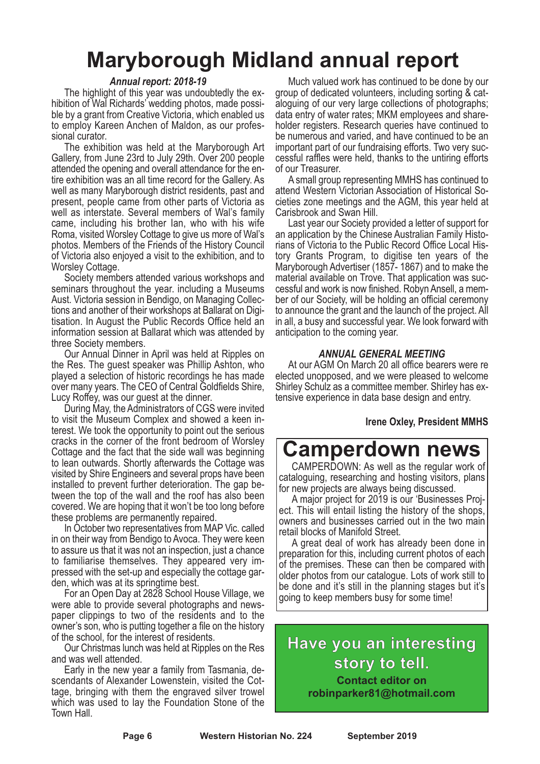# Maryborough Midland annual report

### *Annual report: 2018-19*

The highlight of this year was undoubtedly the exhibition of Wal Richards' wedding photos, made possible by a grant from Creative Victoria, which enabled us to employ Kareen Anchen of Maldon, as our professional curator.

The exhibition was held at the Maryborough Art Gallery, from June 23rd to July 29th. Over 200 people attended the opening and overall attendance for the entire exhibition was an all time record for the Gallery. As well as many Maryborough district residents, past and present, people came from other parts of Victoria as well as interstate. Several members of Wal's family came, including his brother Ian, who with his wife Roma, visited Worsley Cottage to give us more of Wal's photos. Members of the Friends of the History Council of Victoria also enjoyed a visit to the exhibition, and to Worsley Cottage.

Society members attended various workshops and seminars throughout the year. including a Museums Aust. Victoria session in Bendigo, on Managing Collections and another of their workshops at Ballarat on Digitisation. In August the Public Records Office held an information session at Ballarat which was attended by three Society members.

Our Annual Dinner in April was held at Ripples on the Res. The guest speaker was Phillip Ashton, who played a selection of historic recordings he has made over many years. The CEO of Central Goldfields Shire, Lucy Roffey, was our guest at the dinner.

During May, the Administrators of CGS were invited to visit the Museum Complex and showed a keen interest. We took the opportunity to point out the serious cracks in the corner of the front bedroom of Worsley Cottage and the fact that the side wall was beginning to lean outwards. Shortly afterwards the Cottage was visited by Shire Engineers and several props have been installed to prevent further deterioration. The gap between the top of the wall and the roof has also been covered. We are hoping that it won't be too long before these problems are permanently repaired.

In October two representatives from MAP Vic. called in on their way from Bendigo to Avoca. They were keen to assure us that it was not an inspection, just a chance to familiarise themselves. They appeared very impressed with the set-up and especially the cottage garden, which was at its springtime best.

For an Open Day at 2828 School House Village, we were able to provide several photographs and newspaper clippings to two of the residents and to the owner's son, who is putting together a file on the history of the school, for the interest of residents.

Our Christmas lunch was held at Ripples on the Res and was well attended.

Early in the new year a family from Tasmania, descendants of Alexander Lowenstein, visited the Cottage, bringing with them the engraved silver trowel which was used to lay the Foundation Stone of the Town Hall.

Much valued work has continued to be done by our group of dedicated volunteers, including sorting & cataloguing of our very large collections of photographs; data entry of water rates; MKM employees and shareholder registers. Research queries have continued to be numerous and varied, and have continued to be an important part of our fundraising efforts. Two very successful raffles were held, thanks to the untiring efforts of our Treasurer.

A small group representing MMHS has continued to attend Western Victorian Association of Historical Societies zone meetings and the AGM, this year held at Carisbrook and Swan Hill.

Last year our Society provided a letter of support for an application by the Chinese Australian Family Historians of Victoria to the Public Record Office Local History Grants Program, to digitise ten years of the Maryborough Advertiser (1857- 1867) and to make the material available on Trove. That application was successful and work is now finished. Robyn Ansell, a member of our Society, will be holding an official ceremony to announce the grant and the launch of the project. All in all, a busy and successful year. We look forward with anticipation to the coming year.

### *ANNUAL GENERAL MEETING*

At our AGM On March 20 all office bearers were re elected unopposed, and we were pleased to welcome Shirley Schulz as a committee member. Shirley has extensive experience in data base design and entry.

**Irene Oxley, President MMHS**

# Camperdown news

CAMPERDOWN: As well as the regular work of cataloguing, researching and hosting visitors, plans for new projects are always being discussed.

A major project for 2019 is our 'Businesses Project. This will entail listing the history of the shops, owners and businesses carried out in the two main retail blocks of Manifold Street.

A great deal of work has already been done in preparation for this, including current photos of each of the premises. These can then be compared with older photos from our catalogue. Lots of work still to be done and it's still in the planning stages but it's going to keep members busy for some time!

**Have you an interesting story to tell.**

**Contact editor on robinparker81@hotmail.com**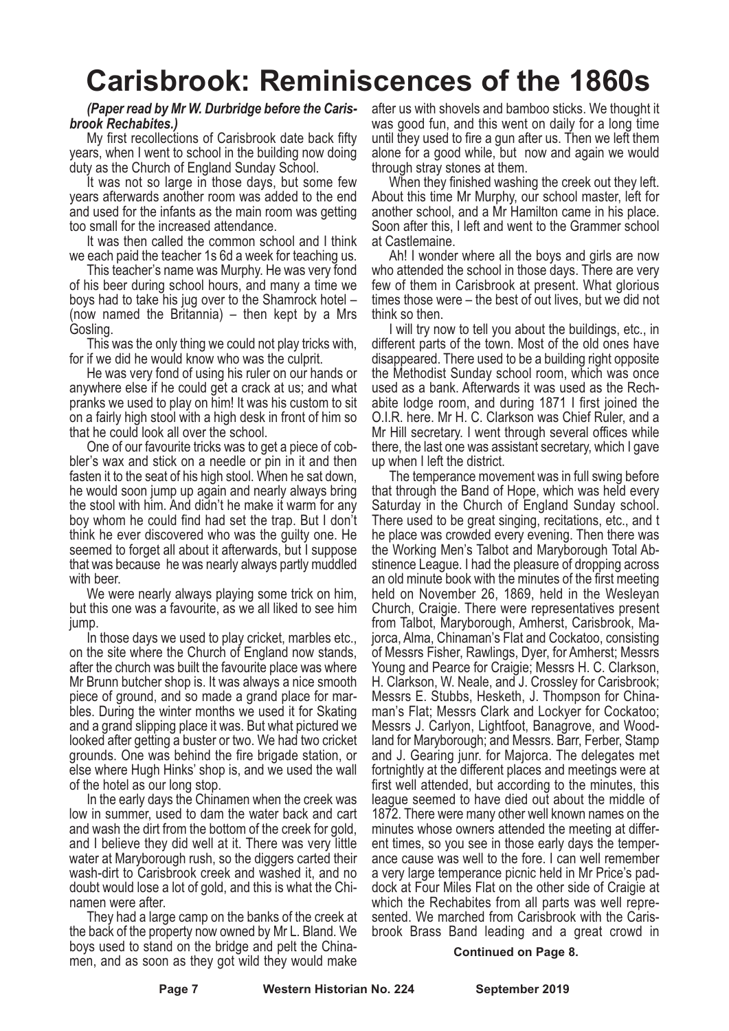# Carisbrook: Reminiscences of the 1860s

***(Paper read by Mr W. Durbridge before the Carisbrook Rechabites.)***

My first recollections of Carisbrook date back fifty years, when I went to school in the building now doing duty as the Church of England Sunday School.

It was not so large in those days, but some few years afterwards another room was added to the end and used for the infants as the main room was getting too small for the increased attendance.

It was then called the common school and I think we each paid the teacher 1s 6d a week for teaching us.

This teacher's name was Murphy. He was very fond of his beer during school hours, and many a time we boys had to take his jug over to the Shamrock hotel – (now named the Britannia) – then kept by a Mrs Gosling.

This was the only thing we could not play tricks with, for if we did he would know who was the culprit.

He was very fond of using his ruler on our hands or anywhere else if he could get a crack at us; and what pranks we used to play on him! It was his custom to sit on a fairly high stool with a high desk in front of him so that he could look all over the school.

One of our favourite tricks was to get a piece of cobbler's wax and stick on a needle or pin in it and then fasten it to the seat of his high stool. When he sat down, he would soon jump up again and nearly always bring the stool with him. And didn't he make it warm for any boy whom he could find had set the trap. But I don't think he ever discovered who was the guilty one. He seemed to forget all about it afterwards, but I suppose that was because he was nearly always partly muddled with beer.

We were nearly always playing some trick on him, but this one was a favourite, as we all liked to see him jump.

In those days we used to play cricket, marbles etc., on the site where the Church of England now stands, after the church was built the favourite place was where Mr Brunn butcher shop is. It was always a nice smooth piece of ground, and so made a grand place for marbles. During the winter months we used it for Skating and a grand slipping place it was. But what pictured we looked after getting a buster or two. We had two cricket grounds. One was behind the fire brigade station, or else where Hugh Hinks' shop is, and we used the wall of the hotel as our long stop.

In the early days the Chinamen when the creek was low in summer, used to dam the water back and cart and wash the dirt from the bottom of the creek for gold, and I believe they did well at it. There was very little water at Maryborough rush, so the diggers carted their wash-dirt to Carisbrook creek and washed it, and no doubt would lose a lot of gold, and this is what the Chinamen were after.

They had a large camp on the banks of the creek at the back of the property now owned by Mr L. Bland. We boys used to stand on the bridge and pelt the Chinamen, and as soon as they got wild they would make after us with shovels and bamboo sticks. We thought it was good fun, and this went on daily for a long time until they used to fire a gun after us. Then we left them alone for a good while, but now and again we would through stray stones at them.

When they finished washing the creek out they left. About this time Mr Murphy, our school master, left for another school, and a Mr Hamilton came in his place. Soon after this, I left and went to the Grammer school at Castlemaine.

Ah! I wonder where all the boys and girls are now who attended the school in those days. There are very few of them in Carisbrook at present. What glorious times those were – the best of out lives, but we did not think so then.

I will try now to tell you about the buildings, etc., in different parts of the town. Most of the old ones have disappeared. There used to be a building right opposite the Methodist Sunday school room, which was once used as a bank. Afterwards it was used as the Rechabite lodge room, and during 1871 I first joined the O.I.R. here. Mr H. C. Clarkson was Chief Ruler, and a Mr Hill secretary. I went through several offices while there, the last one was assistant secretary, which I gave up when I left the district.

The temperance movement was in full swing before that through the Band of Hope, which was held every Saturday in the Church of England Sunday school. There used to be great singing, recitations, etc., and the place was crowded every evening. Then there was the Working Men's Talbot and Maryborough Total Abstinence League. I had the pleasure of dropping across an old minute book with the minutes of the first meeting held on November 26, 1869, held in the Wesleyan Church, Craigie. There were representatives present from Talbot, Maryborough, Amherst, Carisbrook, Majorca, Alma, Chinaman's Flat and Cockatoo, consisting of Messrs Fisher, Rawlings, Dyer, for Amherst; Messrs Young and Pearce for Craigie; Messrs H. C. Clarkson, H. Clarkson, W. Neale, and J. Crossley for Carisbrook; Messrs E. Stubbs, Hesketh, J. Thompson for Chinaman's Flat; Messrs Clark and Lockyer for Cockatoo; Messrs J. Carlyon, Lightfoot, Banagrove, and Woodland for Maryborough; and Messrs. Barr, Ferber, Stamp and J. Gearing junr. for Majorca. The delegates met fortnightly at the different places and meetings were at first well attended, but according to the minutes, this league seemed to have died out about the middle of 1872. There were many other well known names on the minutes whose owners attended the meeting at different times, so you see in those early days the temperance cause was well to the fore. I can well remember a very large temperance picnic held in Mr Price's paddock at Four Miles Flat on the other side of Craigie at which the Rechabites from all parts was well represented. We marched from Carisbrook with the Carisbrook Brass Band leading and a great crowd in

**Continued on Page 8.**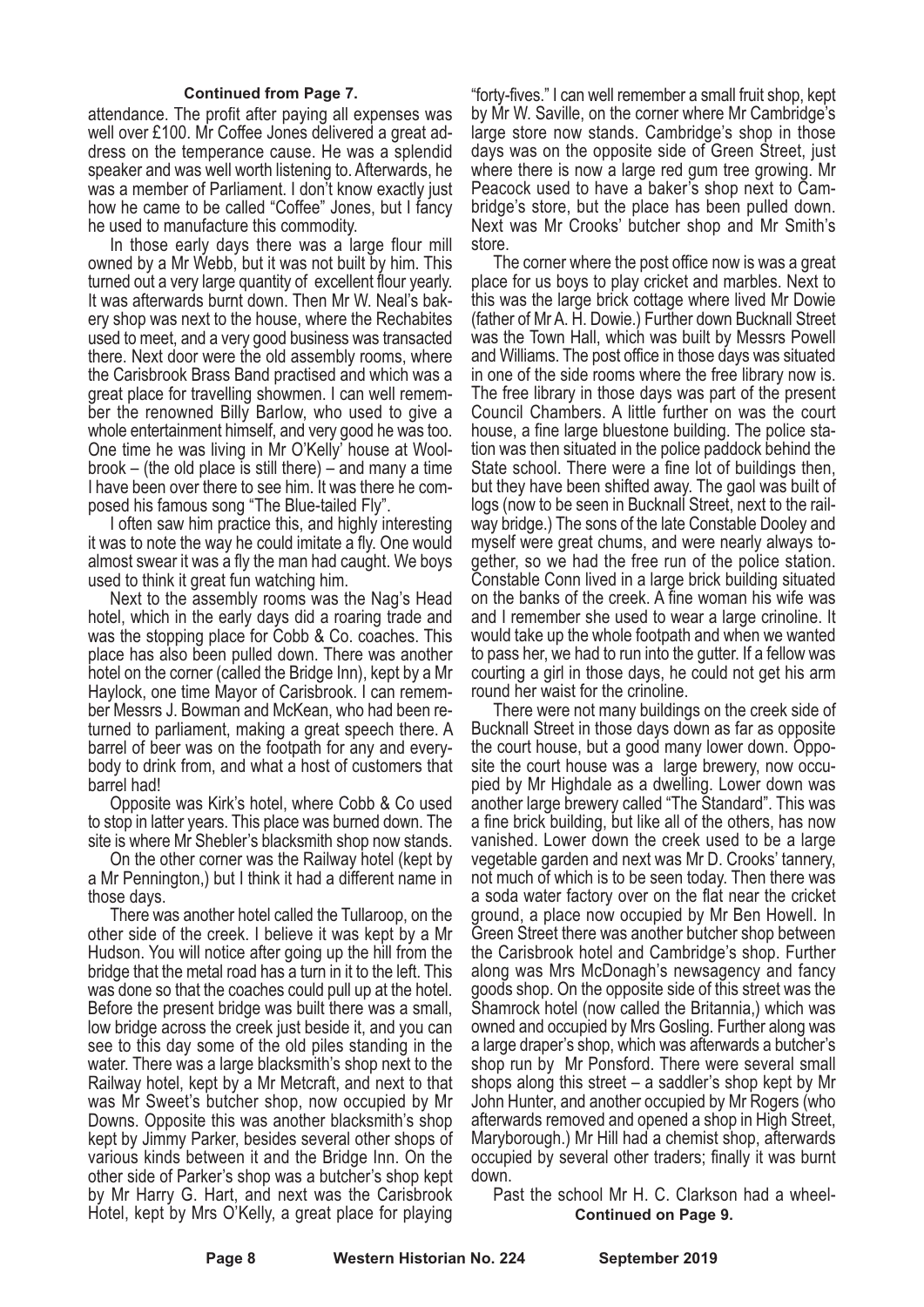**Continued from Page 7.**

attendance. The profit after paying all expenses was well over £100. Mr Coffee Jones delivered a great address on the temperance cause. He was a splendid speaker and was well worth listening to. Afterwards, he was a member of Parliament. I don't know exactly just how he came to be called "Coffee" Jones, but I fancy he used to manufacture this commodity.

In those early days there was a large flour mill owned by a Mr Webb, but it was not built by him. This turned out a very large quantity of excellent flour yearly. It was afterwards burnt down. Then Mr W. Neal's bakery shop was next to the house, where the Rechabites used to meet, and a very good business was transacted there. Next door were the old assembly rooms, where the Carisbrook Brass Band practised and which was a great place for travelling showmen. I can well remember the renowned Billy Barlow, who used to give a whole entertainment himself, and very good he was too. One time he was living in Mr O'Kelly' house at Woolbrook – (the old place is still there) – and many a time I have been over there to see him. It was there he composed his famous song "The Blue-tailed Fly".

I often saw him practice this, and highly interesting it was to note the way he could imitate a fly. One would almost swear it was a fly the man had caught. We boys used to think it great fun watching him.

Next to the assembly rooms was the Nag's Head hotel, which in the early days did a roaring trade and was the stopping place for Cobb & Co. coaches. This place has also been pulled down. There was another hotel on the corner (called the Bridge Inn), kept by a Mr Haylock, one time Mayor of Carisbrook. I can remember Messrs J. Bowman and McKean, who had been returned to parliament, making a great speech there. A barrel of beer was on the footpath for any and everybody to drink from, and what a host of customers that barrel had!

Opposite was Kirk's hotel, where Cobb & Co used to stop in latter years. This place was burned down. The site is where Mr Shebler's blacksmith shop now stands.

On the other corner was the Railway hotel (kept by a Mr Pennington,) but I think it had a different name in those days.

There was another hotel called the Tullaroop, on the other side of the creek. I believe it was kept by a Mr Hudson. You will notice after going up the hill from the bridge that the metal road has a turn in it to the left. This was done so that the coaches could pull up at the hotel. Before the present bridge was built there was a small, low bridge across the creek just beside it, and you can see to this day some of the old piles standing in the water. There was a large blacksmith's shop next to the Railway hotel, kept by a Mr Metcraft, and next to that was Mr Sweet's butcher shop, now occupied by Mr Downs. Opposite this was another blacksmith's shop kept by Jimmy Parker, besides several other shops of various kinds between it and the Bridge Inn. On the other side of Parker's shop was a butcher's shop kept by Mr Harry G. Hart, and next was the Carisbrook Hotel, kept by Mrs O'Kelly, a great place for playing "forty-fives." I can well remember a small fruit shop, kept by Mr W. Saville, on the corner where Mr Cambridge's large store now stands. Cambridge's shop in those days was on the opposite side of Green Street, just where there is now a large red gum tree growing. Mr Peacock used to have a baker's shop next to Cambridge's store, but the place has been pulled down. Next was Mr Crooks' butcher shop and Mr Smith's store.

The corner where the post office now is was a great place for us boys to play cricket and marbles. Next to this was the large brick cottage where lived Mr Dowie (father of Mr A. H. Dowie.) Further down Bucknall Street was the Town Hall, which was built by Messrs Powell and Williams. The post office in those days was situated in one of the side rooms where the free library now is. The free library in those days was part of the present Council Chambers. A little further on was the court house, a fine large bluestone building. The police station was then situated in the police paddock behind the State school. There were a fine lot of buildings then, but they have been shifted away. The gaol was built of logs (now to be seen in Bucknall Street, next to the railway bridge.) The sons of the late Constable Dooley and myself were great chums, and were nearly always together, so we had the free run of the police station. Constable Conn lived in a large brick building situated on the banks of the creek. A fine woman his wife was and I remember she used to wear a large crinoline. It would take up the whole footpath and when we wanted to pass her, we had to run into the gutter. If a fellow was courting a girl in those days, he could not get his arm round her waist for the crinoline.

There were not many buildings on the creek side of Bucknall Street in those days down as far as opposite the court house, but a good many lower down. Opposite the court house was a large brewery, now occupied by Mr Highdale as a dwelling. Lower down was another large brewery called "The Standard". This was a fine brick building, but like all of the others, has now vanished. Lower down the creek used to be a large vegetable garden and next was Mr D. Crooks' tannery, not much of which is to be seen today. Then there was a soda water factory over on the flat near the cricket ground, a place now occupied by Mr Ben Howell. In Green Street there was another butcher shop between the Carisbrook hotel and Cambridge's shop. Further along was Mrs McDonagh's newsagency and fancy goods shop. On the opposite side of this street was the Shamrock hotel (now called the Britannia,) which was owned and occupied by Mrs Gosling. Further along was a large draper's shop, which was afterwards a butcher's shop run by Mr Ponsford. There were several small shops along this street – a saddler's shop kept by Mr John Hunter, and another occupied by Mr Rogers (who afterwards removed and opened a shop in High Street, Maryborough.) Mr Hill had a chemist shop, afterwards occupied by several other traders; finally it was burnt down.

Past the school Mr H. C. Clarkson had a wheel-

**Continued on Page 9.**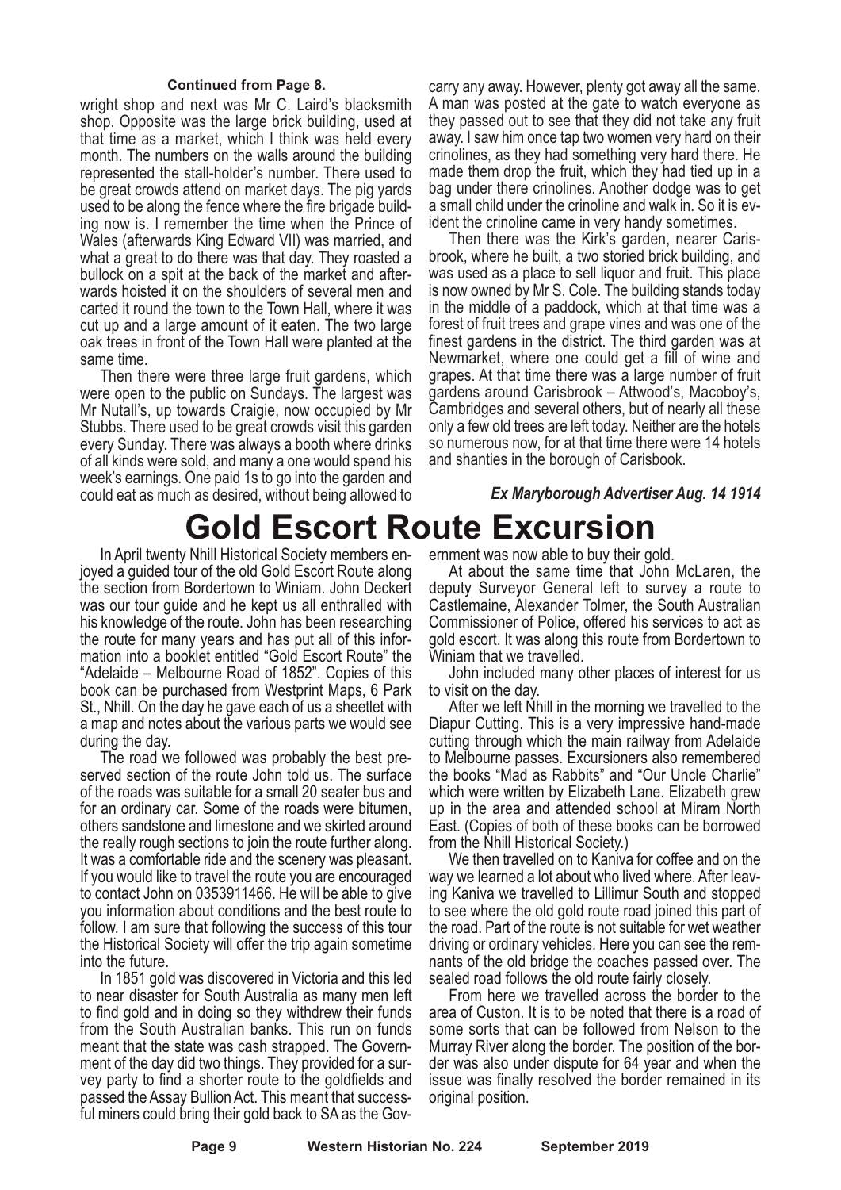**Continued from Page 8.**

wright shop and next was Mr C. Laird's blacksmith shop. Opposite was the large brick building, used at that time as a market, which I think was held every month. The numbers on the walls around the building represented the stall-holder's number. There used to be great crowds attend on market days. The pig yards used to be along the fence where the fire brigade building now is. I remember the time when the Prince of Wales (afterwards King Edward VII) was married, and what a great to do there was that day. They roasted a bullock on a spit at the back of the market and afterwards hoisted it on the shoulders of several men and carted it round the town to the Town Hall, where it was cut up and a large amount of it eaten. The two large oak trees in front of the Town Hall were planted at the same time.

Then there were three large fruit gardens, which were open to the public on Sundays. The largest was Mr Nutall's, up towards Craigie, now occupied by Mr Stubbs. There used to be great crowds visit this garden every Sunday. There was always a booth where drinks of all kinds were sold, and many a one would spend his week's earnings. One paid 1s to go into the garden and could eat as much as desired, without being allowed to carry any away. However, plenty got away all the same. A man was posted at the gate to watch everyone as they passed out to see that they did not take any fruit away. I saw him once tap two women very hard on their crinolines, as they had something very hard there. He made them drop the fruit, which they had tied up in a bag under there crinolines. Another dodge was to get a small child under the crinoline and walk in. So it is evident the crinoline came in very handy sometimes.

Then there was the Kirk's garden, nearer Carisbrook, where he built, a two storied brick building, and was used as a place to sell liquor and fruit. This place is now owned by Mr S. Cole. The building stands today in the middle of a paddock, which at that time was a forest of fruit trees and grape vines and was one of the finest gardens in the district. The third garden was at Newmarket, where one could get a fill of wine and grapes. At that time there was a large number of fruit gardens around Carisbrook – Attwood's, Macoboy's, Cambridges and several others, but of nearly all these only a few old trees are left today. Neither are the hotels so numerous now, for at that time there were 14 hotels and shanties in the borough of Carisbook.

***Ex Maryborough Advertiser Aug. 14 1914***

# Gold Escort Route Excursion

In April twenty Nhill Historical Society members enjoyed a guided tour of the old Gold Escort Route along the section from Bordertown to Winiam. John Deckert was our tour guide and he kept us all enthralled with his knowledge of the route. John has been researching the route for many years and has put all of this information into a booklet entitled "Gold Escort Route" the "Adelaide – Melbourne Road of 1852". Copies of this book can be purchased from Westprint Maps, 6 Park St., Nhill. On the day he gave each of us a sheetlet with a map and notes about the various parts we would see during the day.

The road we followed was probably the best preserved section of the route John told us. The surface of the roads was suitable for a small 20 seater bus and for an ordinary car. Some of the roads were bitumen, others sandstone and limestone and we skirted around the really rough sections to join the route further along. It was a comfortable ride and the scenery was pleasant. If you would like to travel the route you are encouraged to contact John on 0353911466. He will be able to give you information about conditions and the best route to follow. I am sure that following the success of this tour the Historical Society will offer the trip again sometime into the future.

In 1851 gold was discovered in Victoria and this led to near disaster for South Australia as many men left to find gold and in doing so they withdrew their funds from the South Australian banks. This run on funds meant that the state was cash strapped. The Government of the day did two things. They provided for a survey party to find a shorter route to the goldfields and passed the Assay Bullion Act. This meant that successful miners could bring their gold back to SA as the Government was now able to buy their gold.

At about the same time that John McLaren, the deputy Surveyor General left to survey a route to Castlemaine, Alexander Tolmer, the South Australian Commissioner of Police, offered his services to act as gold escort. It was along this route from Bordertown to Winiam that we travelled.

John included many other places of interest for us to visit on the day.

After we left Nhill in the morning we travelled to the Diapur Cutting. This is a very impressive hand-made cutting through which the main railway from Adelaide to Melbourne passes. Excursioners also remembered the books "Mad as Rabbits" and "Our Uncle Charlie" which were written by Elizabeth Lane. Elizabeth grew up in the area and attended school at Miram North East. (Copies of both of these books can be borrowed from the Nhill Historical Society.)

We then travelled on to Kaniva for coffee and on the way we learned a lot about who lived where. After leaving Kaniva we travelled to Lillimur South and stopped to see where the old gold route road joined this part of the road. Part of the route is not suitable for wet weather driving or ordinary vehicles. Here you can see the remnants of the old bridge the coaches passed over. The sealed road follows the old route fairly closely.

From here we travelled across the border to the area of Custon. It is to be noted that there is a road of some sorts that can be followed from Nelson to the Murray River along the border. The position of the border was also under dispute for 64 year and when the issue was finally resolved the border remained in its original position.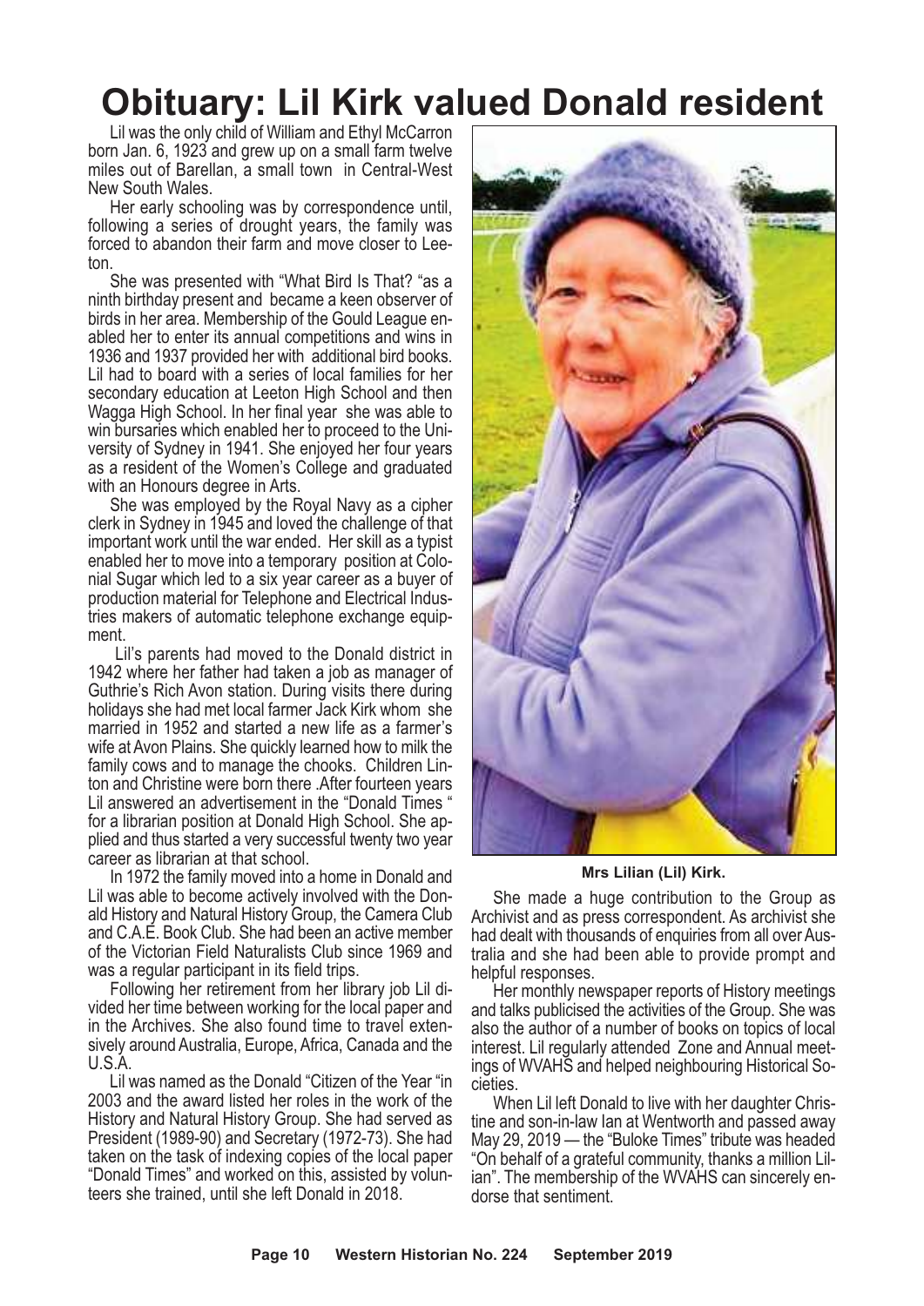# Obituary: Lil Kirk valued Donald resident

Lil was the only child of William and Ethyl McCarron born Jan. 6, 1923 and grew up on a small farm twelve miles out of Barellan, a small town in Central-West New South Wales.

Her early schooling was by correspondence until, following a series of drought years, the family was forced to abandon their farm and move closer to Leeton.

She was presented with "What Bird Is That? "as a ninth birthday present and became a keen observer of birds in her area. Membership of the Gould League enabled her to enter its annual competitions and wins in 1936 and 1937 provided her with additional bird books. Lil had to board with a series of local families for her secondary education at Leeton High School and then Wagga High School. In her final year she was able to win bursaries which enabled her to proceed to the University of Sydney in 1941. She enjoyed her four years as a resident of the Women's College and graduated with an Honours degree in Arts.

She was employed by the Royal Navy as a cipher clerk in Sydney in 1945 and loved the challenge of that important work until the war ended. Her skill as a typist enabled her to move into a temporary position at Colonial Sugar which led to a six year career as a buyer of production material for Telephone and Electrical Industries makers of automatic telephone exchange equipment.

Lil's parents had moved to the Donald district in 1942 where her father had taken a job as manager of Guthrie's Rich Avon station. During visits there during holidays she had met local farmer Jack Kirk whom she married in 1952 and started a new life as a farmer's wife at Avon Plains. She quickly learned how to milk the family cows and to manage the chooks. Children Linton and Christine were born there .After fourteen years Lil answered an advertisement in the "Donald Times " for a librarian position at Donald High School. She applied and thus started a very successful twenty two year career as librarian at that school.

In 1972 the family moved into a home in Donald and Lil was able to become actively involved with the Donald History and Natural History Group, the Camera Club and C.A.E. Book Club. She had been an active member of the Victorian Field Naturalists Club since 1969 and was a regular participant in its field trips.

Following her retirement from her library job Lil divided her time between working for the local paper and in the Archives. She also found time to travel extensively around Australia, Europe, Africa, Canada and the U.S.A.

Lil was named as the Donald "Citizen of the Year "in 2003 and the award listed her roles in the work of the History and Natural History Group. She had served as President (1989-90) and Secretary (1972-73). She had taken on the task of indexing copies of the local paper "Donald Times" and worked on this, assisted by volunteers she trained, until she left Donald in 2018.

**Mrs Lilian (Lil) Kirk.**

She made a huge contribution to the Group as Archivist and as press correspondent. As archivist she had dealt with thousands of enquiries from all over Australia and she had been able to provide prompt and helpful responses.

Her monthly newspaper reports of History meetings and talks publicised the activities of the Group. She was also the author of a number of books on topics of local interest. Lil regularly attended Zone and Annual meetings of WVAHS and helped neighbouring Historical Societies.

When Lil left Donald to live with her daughter Christine and son-in-law Ian at Wentworth and passed away May 29, 2019 — the "Buloke Times" tribute was headed "On behalf of a grateful community, thanks a million Lilian". The membership of the WVAHS can sincerely endorse that sentiment.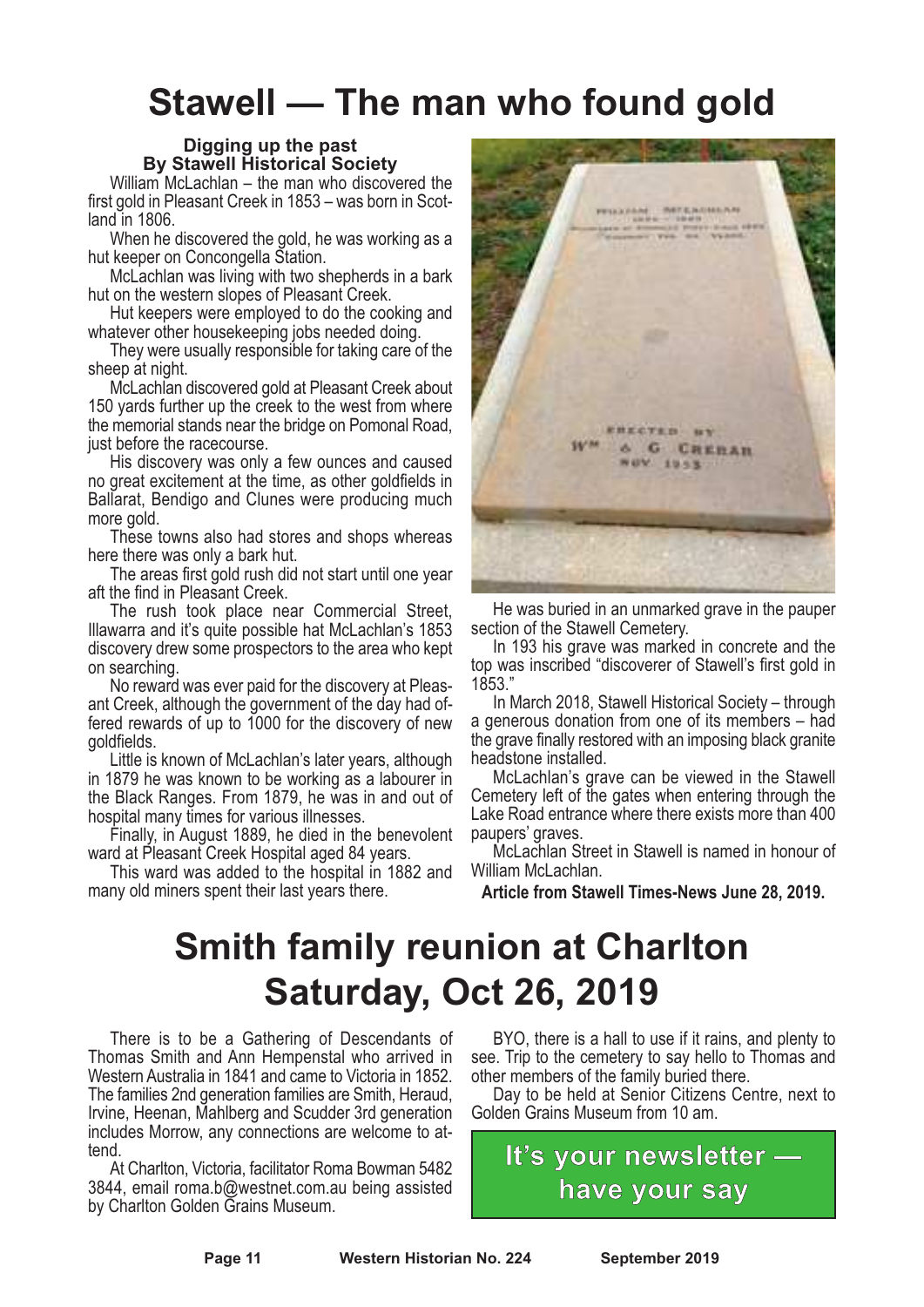# Stawell — The man who found gold

**Digging up the past**
**By Stawell Historical Society**

William McLachlan – the man who discovered the first gold in Pleasant Creek in 1853 – was born in Scotland in 1806.

When he discovered the gold, he was working as a hut keeper on Concongella Station.

McLachlan was living with two shepherds in a bark hut on the western slopes of Pleasant Creek.

Hut keepers were employed to do the cooking and whatever other housekeeping jobs needed doing.

They were usually responsible for taking care of the sheep at night.

McLachlan discovered gold at Pleasant Creek about 150 yards further up the creek to the west from where the memorial stands near the bridge on Pomonal Road, just before the racecourse.

His discovery was only a few ounces and caused no great excitement at the time, as other goldfields in Ballarat, Bendigo and Clunes were producing much more gold.

These towns also had stores and shops whereas here there was only a bark hut.

The areas first gold rush did not start until one year aft the find in Pleasant Creek.

The rush took place near Commercial Street, Illawarra and it's quite possible hat McLachlan's 1853 discovery drew some prospectors to the area who kept on searching.

No reward was ever paid for the discovery at Pleasant Creek, although the government of the day had offered rewards of up to 1000 for the discovery of new goldfields.

Little is known of McLachlan's later years, although in 1879 he was known to be working as a labourer in the Black Ranges. From 1879, he was in and out of hospital many times for various illnesses.

Finally, in August 1889, he died in the benevolent ward at Pleasant Creek Hospital aged 84 years.

This ward was added to the hospital in 1882 and many old miners spent their last years there.

He was buried in an unmarked grave in the pauper section of the Stawell Cemetery.

In 193 his grave was marked in concrete and the top was inscribed "discoverer of Stawell's first gold in 1853."

In March 2018, Stawell Historical Society – through a generous donation from one of its members – had the grave finally restored with an imposing black granite headstone installed.

McLachlan's grave can be viewed in the Stawell Cemetery left of the gates when entering through the Lake Road entrance where there exists more than 400 paupers' graves.

McLachlan Street in Stawell is named in honour of William McLachlan.

**Article from Stawell Times-News June 28, 2019.**

# Smith family reunion at Charlton Saturday, Oct 26, 2019

There is to be a Gathering of Descendants of Thomas Smith and Ann Hempenstal who arrived in Western Australia in 1841 and came to Victoria in 1852. The families 2nd generation families are Smith, Heraud, Irvine, Heenan, Mahlberg and Scudder 3rd generation includes Morrow, any connections are welcome to attend.

At Charlton, Victoria, facilitator Roma Bowman 5482 3844, email roma.b@westnet.com.au being assisted by Charlton Golden Grains Museum.

BYO, there is a hall to use if it rains, and plenty to see. Trip to the cemetery to say hello to Thomas and other members of the family buried there.

Day to be held at Senior Citizens Centre, next to Golden Grains Museum from 10 am.

**It's your newsletter — have your say**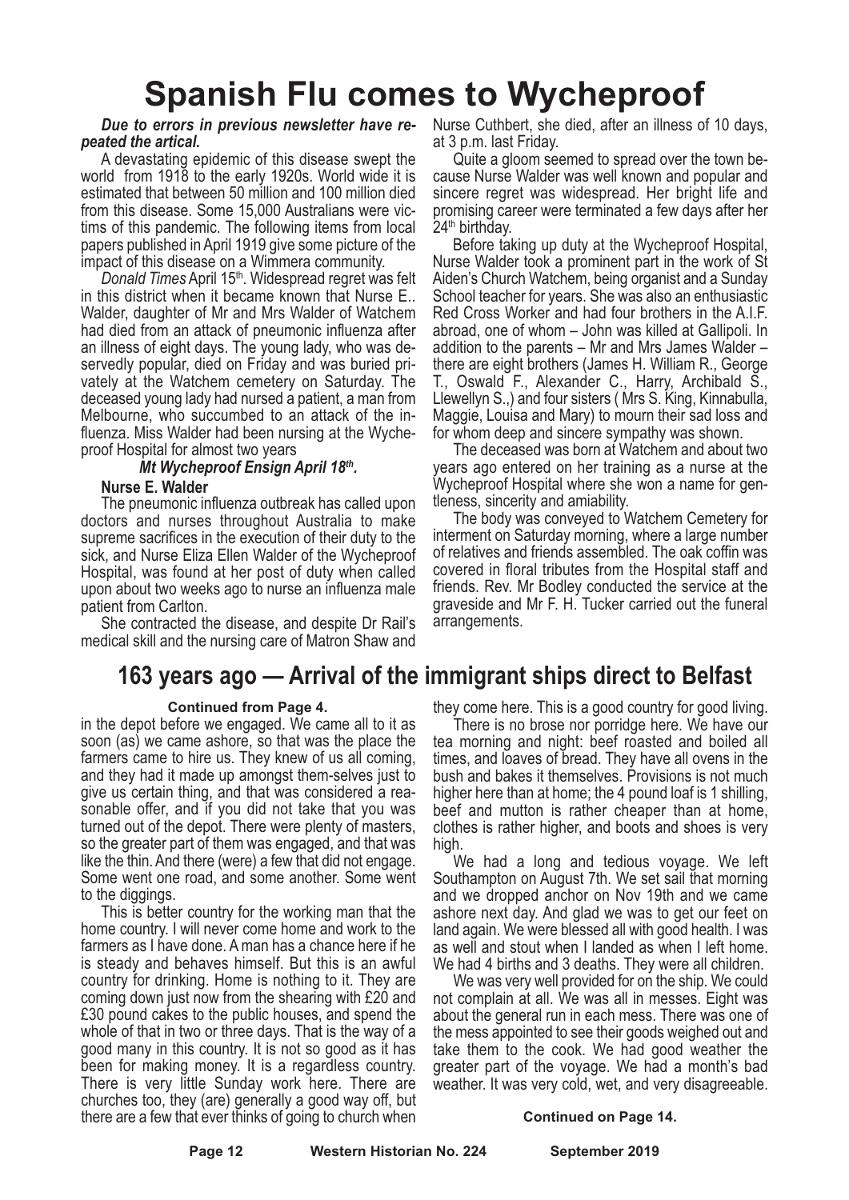# Spanish Flu comes to Wycheproof

***Due to errors in previous newsletter have repeated the artical.***

A devastating epidemic of this disease swept the world from 1918 to the early 1920s. World wide it is estimated that between 50 million and 100 million died from this disease. Some 15,000 Australians were victims of this pandemic. The following items from local papers published in April 1919 give some picture of the impact of this disease on a Wimmera community.

*Donald Times* April 15th. Widespread regret was felt in this district when it became known that Nurse E.. Walder, daughter of Mr and Mrs Walder of Watchem had died from an attack of pneumonic influenza after an illness of eight days. The young lady, who was deservedly popular, died on Friday and was buried privately at the Watchem cemetery on Saturday. The deceased young lady had nursed a patient, a man from Melbourne, who succumbed to an attack of the influenza. Miss Walder had been nursing at the Wycheproof Hospital for almost two years

***Mt Wycheproof Ensign April 18th.***

**Nurse E. Walder**

The pneumonic influenza outbreak has called upon doctors and nurses throughout Australia to make supreme sacrifices in the execution of their duty to the sick, and Nurse Eliza Ellen Walder of the Wycheproof Hospital, was found at her post of duty when called upon about two weeks ago to nurse an influenza male patient from Carlton.

She contracted the disease, and despite Dr Rail's medical skill and the nursing care of Matron Shaw and Nurse Cuthbert, she died, after an illness of 10 days, at 3 p.m. last Friday.

Quite a gloom seemed to spread over the town because Nurse Walder was well known and popular and sincere regret was widespread. Her bright life and promising career were terminated a few days after her 24th birthday.

Before taking up duty at the Wycheproof Hospital, Nurse Walder took a prominent part in the work of St Aiden's Church Watchem, being organist and a Sunday School teacher for years. She was also an enthusiastic Red Cross Worker and had four brothers in the A.I.F. abroad, one of whom – John was killed at Gallipoli. In addition to the parents – Mr and Mrs James Walder – there are eight brothers (James H. William R., George T., Oswald F., Alexander C., Harry, Archibald S., Llewellyn S.,) and four sisters ( Mrs S. King, Kinnabulla, Maggie, Louisa and Mary) to mourn their sad loss and for whom deep and sincere sympathy was shown.

The deceased was born at Watchem and about two years ago entered on her training as a nurse at the Wycheproof Hospital where she won a name for gentleness, sincerity and amiability.

The body was conveyed to Watchem Cemetery for interment on Saturday morning, where a large number of relatives and friends assembled. The oak coffin was covered in floral tributes from the Hospital staff and friends. Rev. Mr Bodley conducted the service at the graveside and Mr F. H. Tucker carried out the funeral arrangements.

# 163 years ago — Arrival of the immigrant ships direct to Belfast

**Continued from Page 4.**

in the depot before we engaged. We came all to it as soon (as) we came ashore, so that was the place the farmers came to hire us. They knew of us all coming, and they had it made up amongst them-selves just to give us certain thing, and that was considered a reasonable offer, and if you did not take that you was turned out of the depot. There were plenty of masters, so the greater part of them was engaged, and that was like the thin. And there (were) a few that did not engage. Some went one road, and some another. Some went to the diggings.

This is better country for the working man that the home country. I will never come home and work to the farmers as I have done. A man has a chance here if he is steady and behaves himself. But this is an awful country for drinking. Home is nothing to it. They are coming down just now from the shearing with £20 and £30 pound cakes to the public houses, and spend the whole of that in two or three days. That is the way of a good many in this country. It is not so good as it has been for making money. It is a regardless country. There is very little Sunday work here. There are churches too, they (are) generally a good way off, but there are a few that ever thinks of going to church when they come here. This is a good country for good living.

There is no brose nor porridge here. We have our tea morning and night: beef roasted and boiled all times, and loaves of bread. They have all ovens in the bush and bakes it themselves. Provisions is not much higher here than at home; the 4 pound loaf is 1 shilling, beef and mutton is rather cheaper than at home, clothes is rather higher, and boots and shoes is very high.

We had a long and tedious voyage. We left Southampton on August 7th. We set sail that morning and we dropped anchor on Nov 19th and we came ashore next day. And glad we was to get our feet on land again. We were blessed all with good health. I was as well and stout when I landed as when I left home. We had 4 births and 3 deaths. They were all children.

We was very well provided for on the ship. We could not complain at all. We was all in messes. Eight was about the general run in each mess. There was one of the mess appointed to see their goods weighed out and take them to the cook. We had good weather the greater part of the voyage. We had a month's bad weather. It was very cold, wet, and very disagreeable.

**Continued on Page 14.**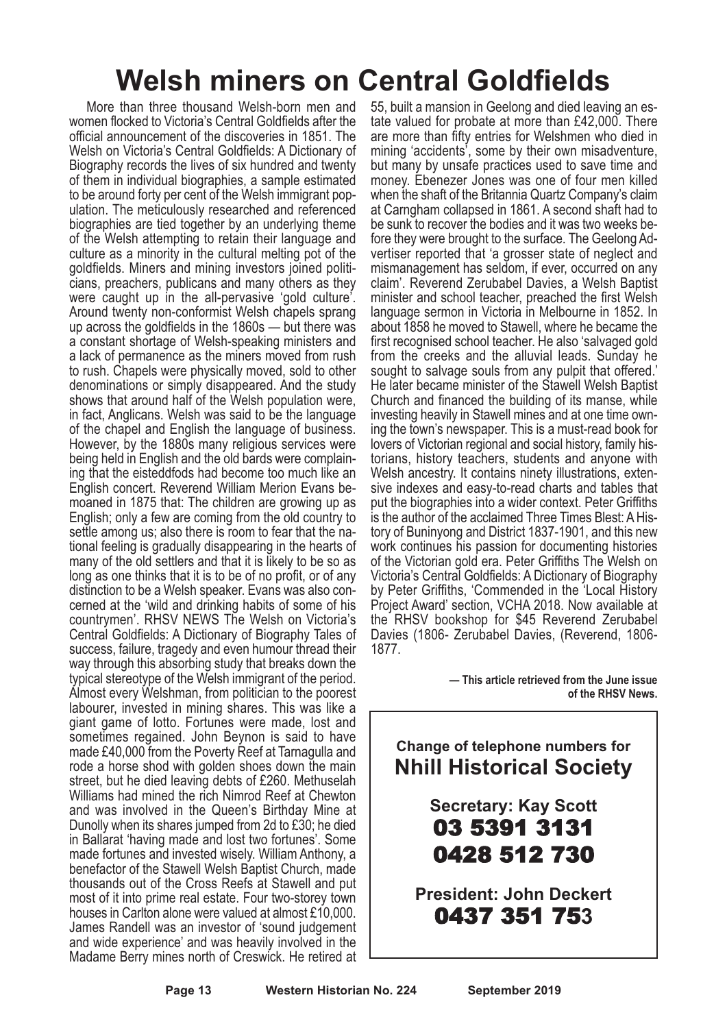# Welsh miners on Central Goldfields

More than three thousand Welsh-born men and women flocked to Victoria's Central Goldfields after the official announcement of the discoveries in 1851. The Welsh on Victoria's Central Goldfields: A Dictionary of Biography records the lives of six hundred and twenty of them in individual biographies, a sample estimated to be around forty per cent of the Welsh immigrant population. The meticulously researched and referenced biographies are tied together by an underlying theme of the Welsh attempting to retain their language and culture as a minority in the cultural melting pot of the goldfields. Miners and mining investors joined politicians, preachers, publicans and many others as they were caught up in the all-pervasive 'gold culture'. Around twenty non-conformist Welsh chapels sprang up across the goldfields in the 1860s — but there was a constant shortage of Welsh-speaking ministers and a lack of permanence as the miners moved from rush to rush. Chapels were physically moved, sold to other denominations or simply disappeared. And the study shows that around half of the Welsh population were, in fact, Anglicans. Welsh was said to be the language of the chapel and English the language of business. However, by the 1880s many religious services were being held in English and the old bards were complaining that the eisteddfods had become too much like an English concert. Reverend William Merion Evans bemoaned in 1875 that: The children are growing up as English; only a few are coming from the old country to settle among us; also there is room to fear that the national feeling is gradually disappearing in the hearts of many of the old settlers and that it is likely to be so as long as one thinks that it is to be of no profit, or of any distinction to be a Welsh speaker. Evans was also concerned at the 'wild and drinking habits of some of his countrymen'. RHSV NEWS The Welsh on Victoria's Central Goldfields: A Dictionary of Biography Tales of success, failure, tragedy and even humour thread their way through this absorbing study that breaks down the typical stereotype of the Welsh immigrant of the period. Almost every Welshman, from politician to the poorest labourer, invested in mining shares. This was like a giant game of lotto. Fortunes were made, lost and sometimes regained. John Beynon is said to have made £40,000 from the Poverty Reef at Tarnagulla and rode a horse shod with golden shoes down the main street, but he died leaving debts of £260. Methuselah Williams had mined the rich Nimrod Reef at Chewton and was involved in the Queen's Birthday Mine at Dunolly when its shares jumped from 2d to £30; he died in Ballarat 'having made and lost two fortunes'. Some made fortunes and invested wisely. William Anthony, a benefactor of the Stawell Welsh Baptist Church, made thousands out of the Cross Reefs at Stawell and put most of it into prime real estate. Four two-storey town houses in Carlton alone were valued at almost £10,000. James Randell was an investor of 'sound judgement and wide experience' and was heavily involved in the Madame Berry mines north of Creswick. He retired at 55, built a mansion in Geelong and died leaving an estate valued for probate at more than £42,000. There are more than fifty entries for Welshmen who died in mining 'accidents', some by their own misadventure, but many by unsafe practices used to save time and money. Ebenezer Jones was one of four men killed when the shaft of the Britannia Quartz Company's claim at Carngham collapsed in 1861. A second shaft had to be sunk to recover the bodies and it was two weeks before they were brought to the surface. The Geelong Advertiser reported that 'a grosser state of neglect and mismanagement has seldom, if ever, occurred on any claim'. Reverend Zerubabel Davies, a Welsh Baptist minister and school teacher, preached the first Welsh language sermon in Victoria in Melbourne in 1852. In about 1858 he moved to Stawell, where he became the first recognised school teacher. He also 'salvaged gold from the creeks and the alluvial leads. Sunday he sought to salvage souls from any pulpit that offered.' He later became minister of the Stawell Welsh Baptist Church and financed the building of its manse, while investing heavily in Stawell mines and at one time owning the town's newspaper. This is a must-read book for lovers of Victorian regional and social history, family historians, history teachers, students and anyone with Welsh ancestry. It contains ninety illustrations, extensive indexes and easy-to-read charts and tables that put the biographies into a wider context. Peter Griffiths is the author of the acclaimed Three Times Blest: A History of Buninyong and District 1837-1901, and this new work continues his passion for documenting histories of the Victorian gold era. Peter Griffiths The Welsh on Victoria's Central Goldfields: A Dictionary of Biography by Peter Griffiths, 'Commended in the 'Local History Project Award' section, VCHA 2018. Now available at the RHSV bookshop for $45 Reverend Zerubabel Davies (1806- Zerubabel Davies, (Reverend, 1806-1877.

**— This article retrieved from the June issue of the RHSV News.**

---

**Change of telephone numbers for**

## Nhill Historical Society

**Secretary: Kay Scott**

**03 5391 3131**

**0428 512 730**

**President: John Deckert**

**0437 351 753**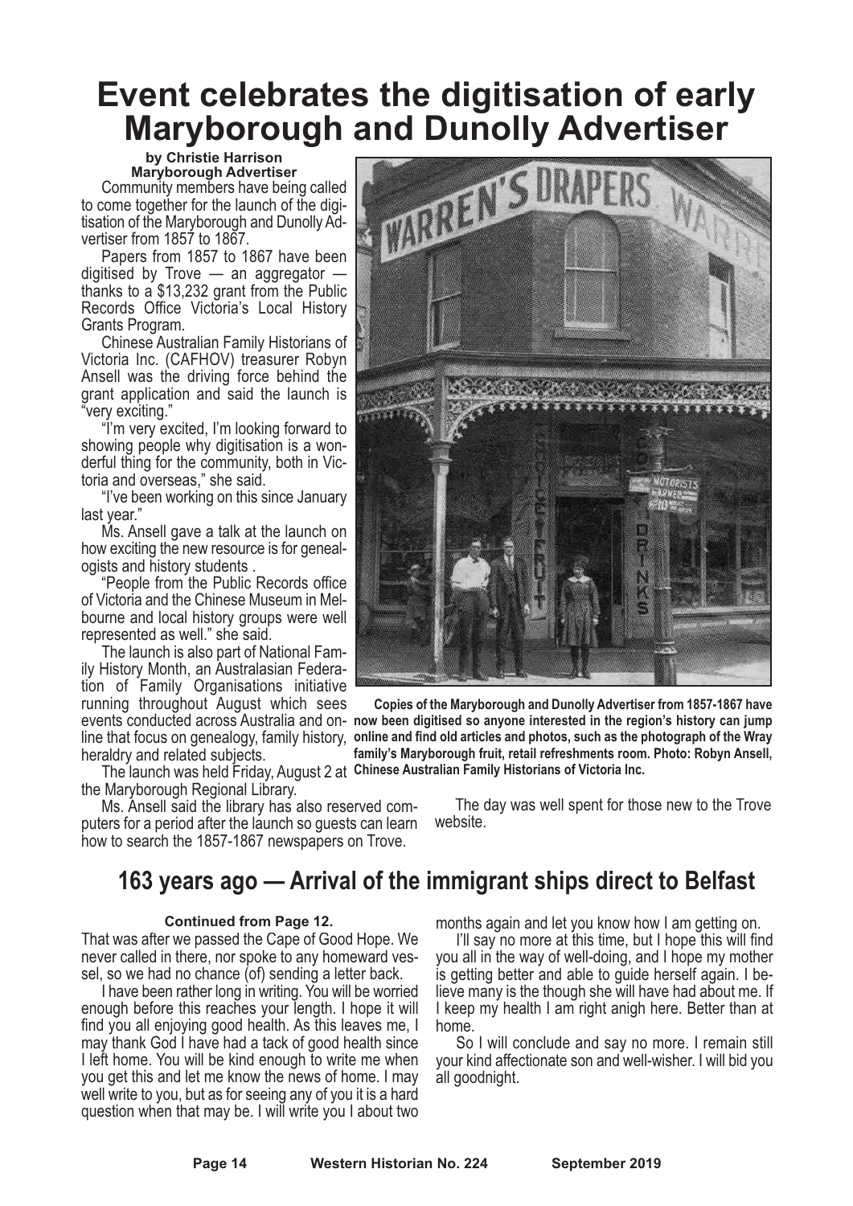# Event celebrates the digitisation of early Maryborough and Dunolly Advertiser

**by Christie Harrison**
**Maryborough Advertiser**

Community members have being called to come together for the launch of the digitisation of the Maryborough and Dunolly Advertiser from 1857 to 1867.

Papers from 1857 to 1867 have been digitised by Trove — an aggregator — thanks to a $13,232 grant from the Public Records Office Victoria's Local History Grants Program.

Chinese Australian Family Historians of Victoria Inc. (CAFHOV) treasurer Robyn Ansell was the driving force behind the grant application and said the launch is "very exciting."

"I'm very excited, I'm looking forward to showing people why digitisation is a wonderful thing for the community, both in Victoria and overseas," she said.

"I've been working on this since January last year."

Ms. Ansell gave a talk at the launch on how exciting the new resource is for genealogists and history students .

"People from the Public Records office of Victoria and the Chinese Museum in Melbourne and local history groups were well represented as well." she said.

The launch is also part of National Family History Month, an Australasian Federation of Family Organisations initiative running throughout August which sees events conducted across Australia and online that focus on genealogy, family history, heraldry and related subjects.

The launch was held Friday, August 2 at the Maryborough Regional Library.

Ms. Ansell said the library has also reserved computers for a period after the launch so guests can learn how to search the 1857-1867 newspapers on Trove.

The day was well spent for those new to the Trove website.

**Copies of the Maryborough and Dunolly Advertiser from 1857-1867 have now been digitised so anyone interested in the region's history can jump online and find old articles and photos, such as the photograph of the Wray family's Maryborough fruit, retail refreshments room. Photo: Robyn Ansell, Chinese Australian Family Historians of Victoria Inc.**

## 163 years ago — Arrival of the immigrant ships direct to Belfast

**Continued from Page 12.**

That was after we passed the Cape of Good Hope. We never called in there, nor spoke to any homeward vessel, so we had no chance (of) sending a letter back.

I have been rather long in writing. You will be worried enough before this reaches your length. I hope it will find you all enjoying good health. As this leaves me, I may thank God I have had a tack of good health since I left home. You will be kind enough to write me when you get this and let me know the news of home. I may well write to you, but as for seeing any of you it is a hard question when that may be. I will write you I about two months again and let you know how I am getting on.

I'll say no more at this time, but I hope this will find you all in the way of well-doing, and I hope my mother is getting better and able to guide herself again. I believe many is the though she will have had about me. If I keep my health I am right anigh here. Better than at home.

So I will conclude and say no more. I remain still your kind affectionate son and well-wisher. I will bid you all goodnight.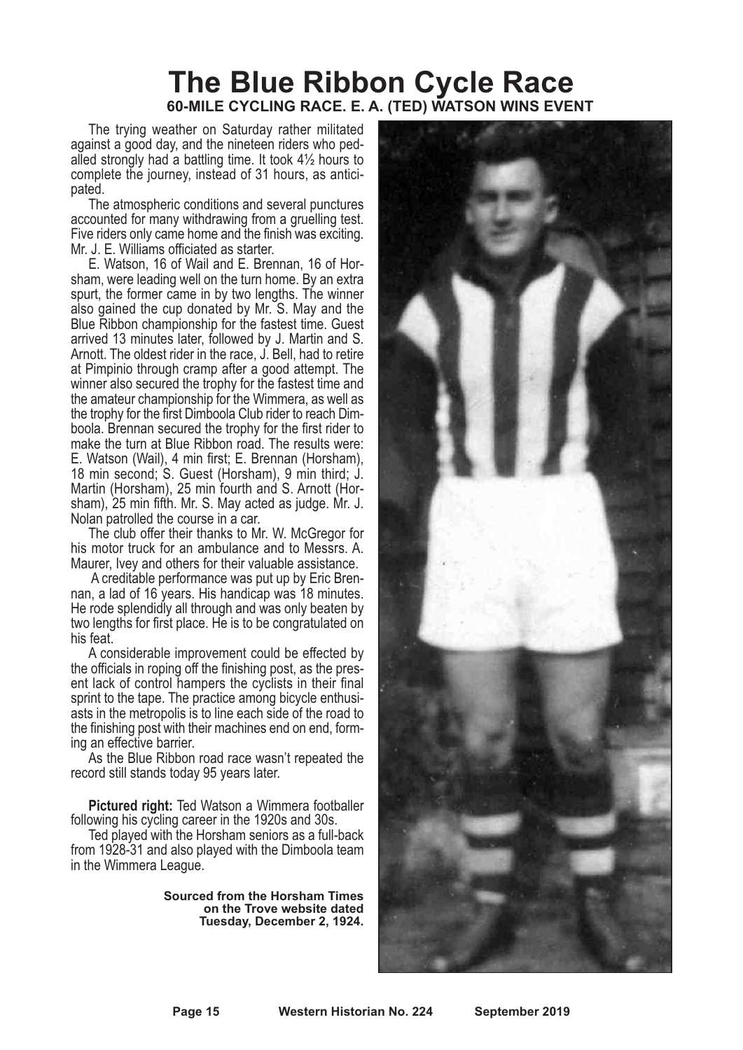# The Blue Ribbon Cycle Race

### 60-MILE CYCLING RACE. E. A. (TED) WATSON WINS EVENT

The trying weather on Saturday rather militated against a good day, and the nineteen riders who pedalled strongly had a battling time. It took 4½ hours to complete the journey, instead of 31 hours, as anticipated.

The atmospheric conditions and several punctures accounted for many withdrawing from a gruelling test. Five riders only came home and the finish was exciting. Mr. J. E. Williams officiated as starter.

E. Watson, 16 of Wail and E. Brennan, 16 of Horsham, were leading well on the turn home. By an extra spurt, the former came in by two lengths. The winner also gained the cup donated by Mr. S. May and the Blue Ribbon championship for the fastest time. Guest arrived 13 minutes later, followed by J. Martin and S. Arnott. The oldest rider in the race, J. Bell, had to retire at Pimpinio through cramp after a good attempt. The winner also secured the trophy for the fastest time and the amateur championship for the Wimmera, as well as the trophy for the first Dimboola Club rider to reach Dimboola. Brennan secured the trophy for the first rider to make the turn at Blue Ribbon road. The results were: E. Watson (Wail), 4 min first; E. Brennan (Horsham), 18 min second; S. Guest (Horsham), 9 min third; J. Martin (Horsham), 25 min fourth and S. Arnott (Horsham), 25 min fifth. Mr. S. May acted as judge. Mr. J. Nolan patrolled the course in a car.

The club offer their thanks to Mr. W. McGregor for his motor truck for an ambulance and to Messrs. A. Maurer, Ivey and others for their valuable assistance.

A creditable performance was put up by Eric Brennan, a lad of 16 years. His handicap was 18 minutes. He rode splendidly all through and was only beaten by two lengths for first place. He is to be congratulated on his feat.

A considerable improvement could be effected by the officials in roping off the finishing post, as the present lack of control hampers the cyclists in their final sprint to the tape. The practice among bicycle enthusiasts in the metropolis is to line each side of the road to the finishing post with their machines end on end, forming an effective barrier.

As the Blue Ribbon road race wasn't repeated the record still stands today 95 years later.

**Pictured right:** Ted Watson a Wimmera footballer following his cycling career in the 1920s and 30s.

Ted played with the Horsham seniors as a full-back from 1928-31 and also played with the Dimboola team in the Wimmera League.

**Sourced from the Horsham Times on the Trove website dated Tuesday, December 2, 1924.**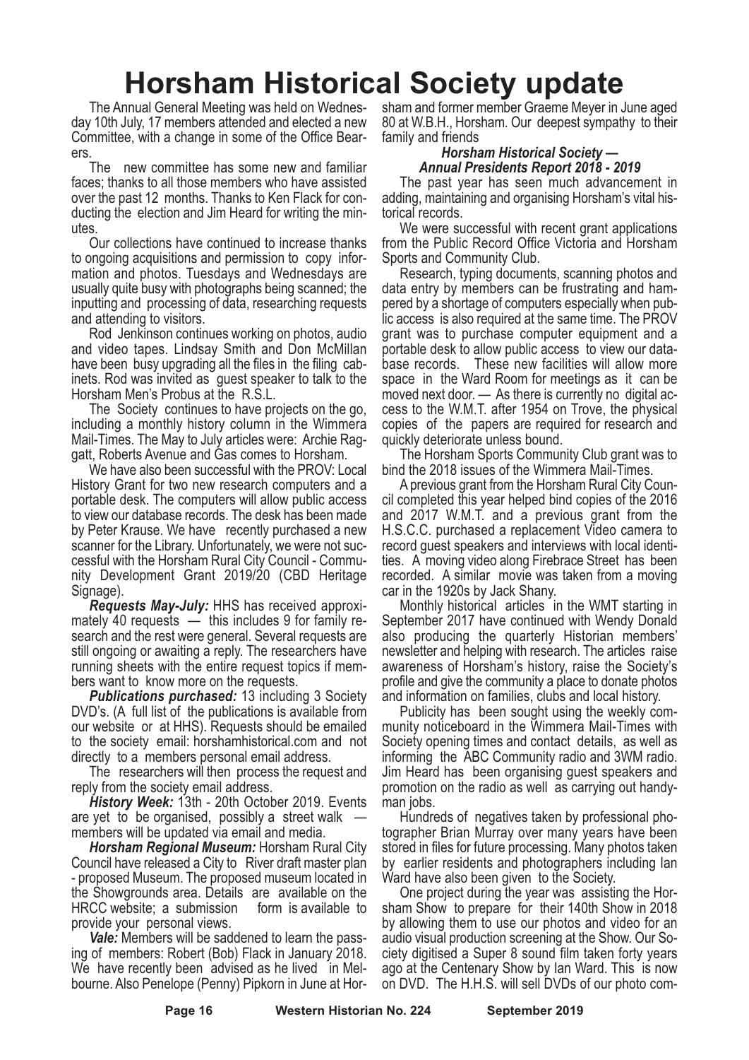# Horsham Historical Society update

The Annual General Meeting was held on Wednesday 10th July, 17 members attended and elected a new Committee, with a change in some of the Office Bearers.

The new committee has some new and familiar faces; thanks to all those members who have assisted over the past 12 months. Thanks to Ken Flack for conducting the election and Jim Heard for writing the minutes.

Our collections have continued to increase thanks to ongoing acquisitions and permission to copy information and photos. Tuesdays and Wednesdays are usually quite busy with photographs being scanned; the inputting and processing of data, researching requests and attending to visitors.

Rod Jenkinson continues working on photos, audio and video tapes. Lindsay Smith and Don McMillan have been busy upgrading all the files in the filing cabinets. Rod was invited as guest speaker to talk to the Horsham Men's Probus at the R.S.L.

The Society continues to have projects on the go, including a monthly history column in the Wimmera Mail-Times. The May to July articles were: Archie Raggatt, Roberts Avenue and Gas comes to Horsham.

We have also been successful with the PROV: Local History Grant for two new research computers and a portable desk. The computers will allow public access to view our database records. The desk has been made by Peter Krause. We have recently purchased a new scanner for the Library. Unfortunately, we were not successful with the Horsham Rural City Council - Community Development Grant 2019/20 (CBD Heritage Signage).

***Requests May-July:*** HHS has received approximately 40 requests — this includes 9 for family research and the rest were general. Several requests are still ongoing or awaiting a reply. The researchers have running sheets with the entire request topics if members want to know more on the requests.

***Publications purchased:*** 13 including 3 Society DVD's. (A full list of the publications is available from our website or at HHS). Requests should be emailed to the society email: horshamhistorical.com and not directly to a members personal email address.

The researchers will then process the request and reply from the society email address.

***History Week:*** 13th - 20th October 2019. Events are yet to be organised, possibly a street walk — members will be updated via email and media.

***Horsham Regional Museum:*** Horsham Rural City Council have released a City to River draft master plan - proposed Museum. The proposed museum located in the Showgrounds area. Details are available on the HRCC website; a submission form is available to provide your personal views.

***Vale:*** Members will be saddened to learn the passing of members: Robert (Bob) Flack in January 2018. We have recently been advised as he lived in Melbourne. Also Penelope (Penny) Pipkorn in June at Horsham and former member Graeme Meyer in June aged 80 at W.B.H., Horsham. Our deepest sympathy to their family and friends

### *Horsham Historical Society — Annual Presidents Report 2018 - 2019*

The past year has seen much advancement in adding, maintaining and organising Horsham's vital historical records.

We were successful with recent grant applications from the Public Record Office Victoria and Horsham Sports and Community Club.

Research, typing documents, scanning photos and data entry by members can be frustrating and hampered by a shortage of computers especially when public access is also required at the same time. The PROV grant was to purchase computer equipment and a portable desk to allow public access to view our database records. These new facilities will allow more space in the Ward Room for meetings as it can be moved next door. — As there is currently no digital access to the W.M.T. after 1954 on Trove, the physical copies of the papers are required for research and quickly deteriorate unless bound.

The Horsham Sports Community Club grant was to bind the 2018 issues of the Wimmera Mail-Times.

A previous grant from the Horsham Rural City Council completed this year helped bind copies of the 2016 and 2017 W.M.T. and a previous grant from the H.S.C.C. purchased a replacement Video camera to record guest speakers and interviews with local identities. A moving video along Firebrace Street has been recorded. A similar movie was taken from a moving car in the 1920s by Jack Shany.

Monthly historical articles in the WMT starting in September 2017 have continued with Wendy Donald also producing the quarterly Historian members' newsletter and helping with research. The articles raise awareness of Horsham's history, raise the Society's profile and give the community a place to donate photos and information on families, clubs and local history.

Publicity has been sought using the weekly community noticeboard in the Wimmera Mail-Times with Society opening times and contact details, as well as informing the ABC Community radio and 3WM radio. Jim Heard has been organising guest speakers and promotion on the radio as well as carrying out handyman jobs.

Hundreds of negatives taken by professional photographer Brian Murray over many years have been stored in files for future processing. Many photos taken by earlier residents and photographers including Ian Ward have also been given to the Society.

One project during the year was assisting the Horsham Show to prepare for their 140th Show in 2018 by allowing them to use our photos and video for an audio visual production screening at the Show. Our Society digitised a Super 8 sound film taken forty years ago at the Centenary Show by Ian Ward. This is now on DVD. The H.H.S. will sell DVDs of our photo com-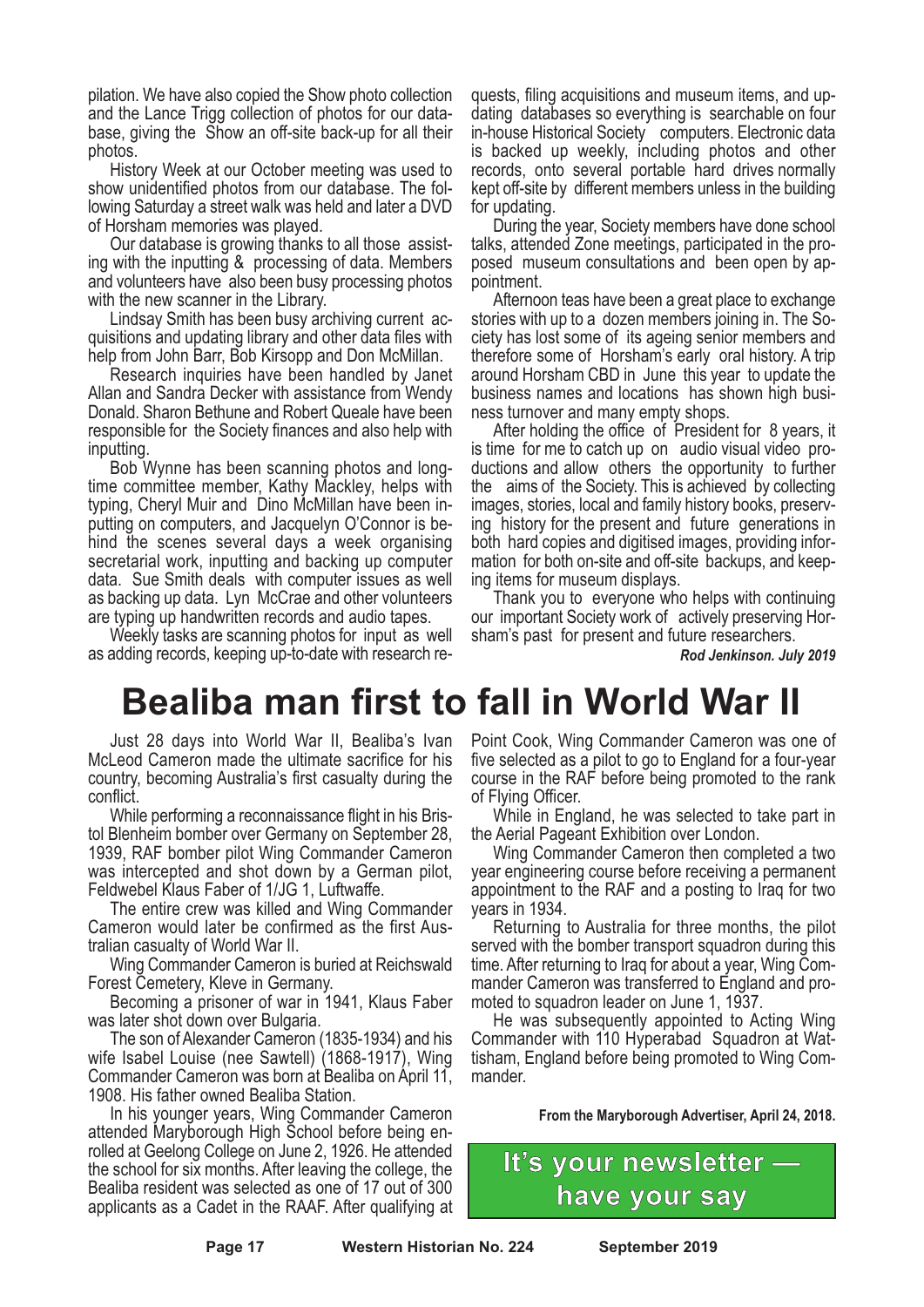pilation. We have also copied the Show photo collection and the Lance Trigg collection of photos for our database, giving the Show an off-site back-up for all their photos.

History Week at our October meeting was used to show unidentified photos from our database. The following Saturday a street walk was held and later a DVD of Horsham memories was played.

Our database is growing thanks to all those assisting with the inputting & processing of data. Members and volunteers have also been busy processing photos with the new scanner in the Library.

Lindsay Smith has been busy archiving current acquisitions and updating library and other data files with help from John Barr, Bob Kirsopp and Don McMillan.

Research inquiries have been handled by Janet Allan and Sandra Decker with assistance from Wendy Donald. Sharon Bethune and Robert Queale have been responsible for the Society finances and also help with inputting.

Bob Wynne has been scanning photos and longtime committee member, Kathy Mackley, helps with typing, Cheryl Muir and Dino McMillan have been inputting on computers, and Jacquelyn O'Connor is behind the scenes several days a week organising secretarial work, inputting and backing up computer data. Sue Smith deals with computer issues as well as backing up data. Lyn McCrae and other volunteers are typing up handwritten records and audio tapes.

Weekly tasks are scanning photos for input as well as adding records, keeping up-to-date with research requests, filing acquisitions and museum items, and updating databases so everything is searchable on four in-house Historical Society computers. Electronic data is backed up weekly, including photos and other records, onto several portable hard drives normally kept off-site by different members unless in the building for updating.

During the year, Society members have done school talks, attended Zone meetings, participated in the proposed museum consultations and been open by appointment.

Afternoon teas have been a great place to exchange stories with up to a dozen members joining in. The Society has lost some of its ageing senior members and therefore some of Horsham's early oral history. A trip around Horsham CBD in June this year to update the business names and locations has shown high business turnover and many empty shops.

After holding the office of President for 8 years, it is time for me to catch up on audio visual video productions and allow others the opportunity to further the aims of the Society. This is achieved by collecting images, stories, local and family history books, preserving history for the present and future generations in both hard copies and digitised images, providing information for both on-site and off-site backups, and keeping items for museum displays.

Thank you to everyone who helps with continuing our important Society work of actively preserving Horsham's past for present and future researchers.

***Rod Jenkinson. July 2019***

# Bealiba man first to fall in World War II

Just 28 days into World War II, Bealiba's Ivan McLeod Cameron made the ultimate sacrifice for his country, becoming Australia's first casualty during the conflict.

While performing a reconnaissance flight in his Bristol Blenheim bomber over Germany on September 28, 1939, RAF bomber pilot Wing Commander Cameron was intercepted and shot down by a German pilot, Feldwebel Klaus Faber of 1/JG 1, Luftwaffe.

The entire crew was killed and Wing Commander Cameron would later be confirmed as the first Australian casualty of World War II.

Wing Commander Cameron is buried at Reichswald Forest Cemetery, Kleve in Germany.

Becoming a prisoner of war in 1941, Klaus Faber was later shot down over Bulgaria.

The son of Alexander Cameron (1835-1934) and his wife Isabel Louise (nee Sawtell) (1868-1917), Wing Commander Cameron was born at Bealiba on April 11, 1908. His father owned Bealiba Station.

In his younger years, Wing Commander Cameron attended Maryborough High School before being enrolled at Geelong College on June 2, 1926. He attended the school for six months. After leaving the college, the Bealiba resident was selected as one of 17 out of 300 applicants as a Cadet in the RAAF. After qualifying at Point Cook, Wing Commander Cameron was one of five selected as a pilot to go to England for a four-year course in the RAF before being promoted to the rank of Flying Officer.

While in England, he was selected to take part in the Aerial Pageant Exhibition over London.

Wing Commander Cameron then completed a two year engineering course before receiving a permanent appointment to the RAF and a posting to Iraq for two years in 1934.

Returning to Australia for three months, the pilot served with the bomber transport squadron during this time. After returning to Iraq for about a year, Wing Commander Cameron was transferred to England and promoted to squadron leader on June 1, 1937.

He was subsequently appointed to Acting Wing Commander with 110 Hyperabad Squadron at Wattisham, England before being promoted to Wing Commander.

**From the Maryborough Advertiser, April 24, 2018.**

**It's your newsletter — have your say**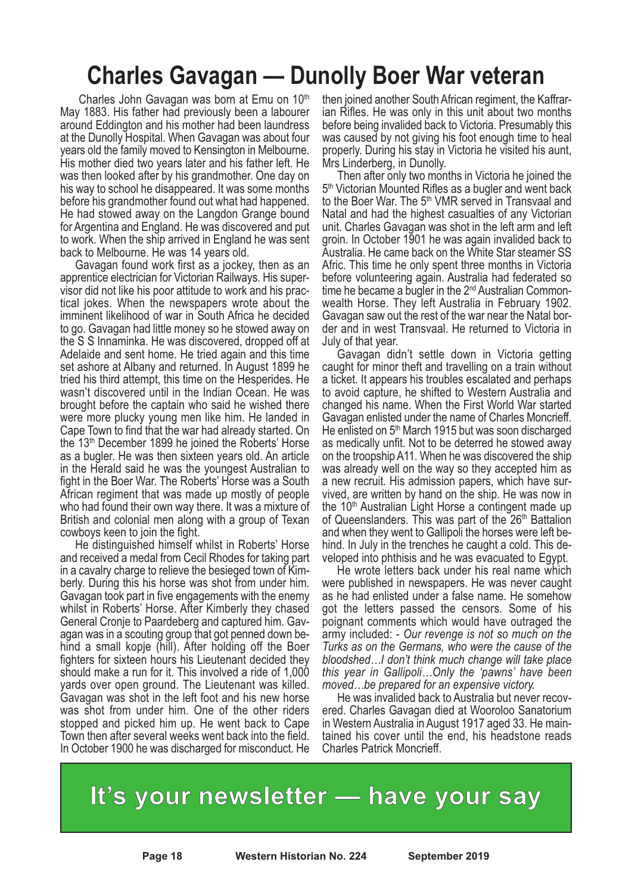# Charles Gavagan — Dunolly Boer War veteran

Charles John Gavagan was born at Emu on 10th May 1883. His father had previously been a labourer around Eddington and his mother had been laundress at the Dunolly Hospital. When Gavagan was about four years old the family moved to Kensington in Melbourne. His mother died two years later and his father left. He was then looked after by his grandmother. One day on his way to school he disappeared. It was some months before his grandmother found out what had happened. He had stowed away on the Langdon Grange bound for Argentina and England. He was discovered and put to work. When the ship arrived in England he was sent back to Melbourne. He was 14 years old.

Gavagan found work first as a jockey, then as an apprentice electrician for Victorian Railways. His supervisor did not like his poor attitude to work and his practical jokes. When the newspapers wrote about the imminent likelihood of war in South Africa he decided to go. Gavagan had little money so he stowed away on the S S Innaminka. He was discovered, dropped off at Adelaide and sent home. He tried again and this time set ashore at Albany and returned. In August 1899 he tried his third attempt, this time on the Hesperides. He wasn't discovered until in the Indian Ocean. He was brought before the captain who said he wished there were more plucky young men like him. He landed in Cape Town to find that the war had already started. On the 13th December 1899 he joined the Roberts' Horse as a bugler. He was then sixteen years old. An article in the Herald said he was the youngest Australian to fight in the Boer War. The Roberts' Horse was a South African regiment that was made up mostly of people who had found their own way there. It was a mixture of British and colonial men along with a group of Texan cowboys keen to join the fight.

He distinguished himself whilst in Roberts' Horse and received a medal from Cecil Rhodes for taking part in a cavalry charge to relieve the besieged town of Kimberly. During this his horse was shot from under him. Gavagan took part in five engagements with the enemy whilst in Roberts' Horse. After Kimberly they chased General Cronje to Paardeberg and captured him. Gavagan was in a scouting group that got penned down behind a small kopje (hill). After holding off the Boer fighters for sixteen hours his Lieutenant decided they should make a run for it. This involved a ride of 1,000 yards over open ground. The Lieutenant was killed. Gavagan was shot in the left foot and his new horse was shot from under him. One of the other riders stopped and picked him up. He went back to Cape Town then after several weeks went back into the field. In October 1900 he was discharged for misconduct. He then joined another South African regiment, the Kaffrarian Rifles. He was only in this unit about two months before being invalided back to Victoria. Presumably this was caused by not giving his foot enough time to heal properly. During his stay in Victoria he visited his aunt, Mrs Linderberg, in Dunolly.

Then after only two months in Victoria he joined the 5th Victorian Mounted Rifles as a bugler and went back to the Boer War. The 5th VMR served in Transvaal and Natal and had the highest casualties of any Victorian unit. Charles Gavagan was shot in the left arm and left groin. In October 1901 he was again invalided back to Australia. He came back on the White Star steamer SS Afric. This time he only spent three months in Victoria before volunteering again. Australia had federated so time he became a bugler in the 2nd Australian Commonwealth Horse. They left Australia in February 1902. Gavagan saw out the rest of the war near the Natal border and in west Transvaal. He returned to Victoria in July of that year.

Gavagan didn't settle down in Victoria getting caught for minor theft and travelling on a train without a ticket. It appears his troubles escalated and perhaps to avoid capture, he shifted to Western Australia and changed his name. When the First World War started Gavagan enlisted under the name of Charles Moncrieff. He enlisted on 5th March 1915 but was soon discharged as medically unfit. Not to be deterred he stowed away on the troopship A11. When he was discovered the ship was already well on the way so they accepted him as a new recruit. His admission papers, which have survived, are written by hand on the ship. He was now in the 10th Australian Light Horse a contingent made up of Queenslanders. This was part of the 26th Battalion and when they went to Gallipoli the horses were left behind. In July in the trenches he caught a cold. This developed into phthisis and he was evacuated to Egypt.

He wrote letters back under his real name which were published in newspapers. He was never caught as he had enlisted under a false name. He somehow got the letters passed the censors. Some of his poignant comments which would have outraged the army included: - *Our revenge is not so much on the Turks as on the Germans, who were the cause of the bloodshed…I don't think much change will take place this year in Gallipoli…Only the 'pawns' have been moved…be prepared for an expensive victory.*

He was invalided back to Australia but never recovered. Charles Gavagan died at Wooroloo Sanatorium in Western Australia in August 1917 aged 33. He maintained his cover until the end, his headstone reads Charles Patrick Moncrieff.

**It's your newsletter — have your say**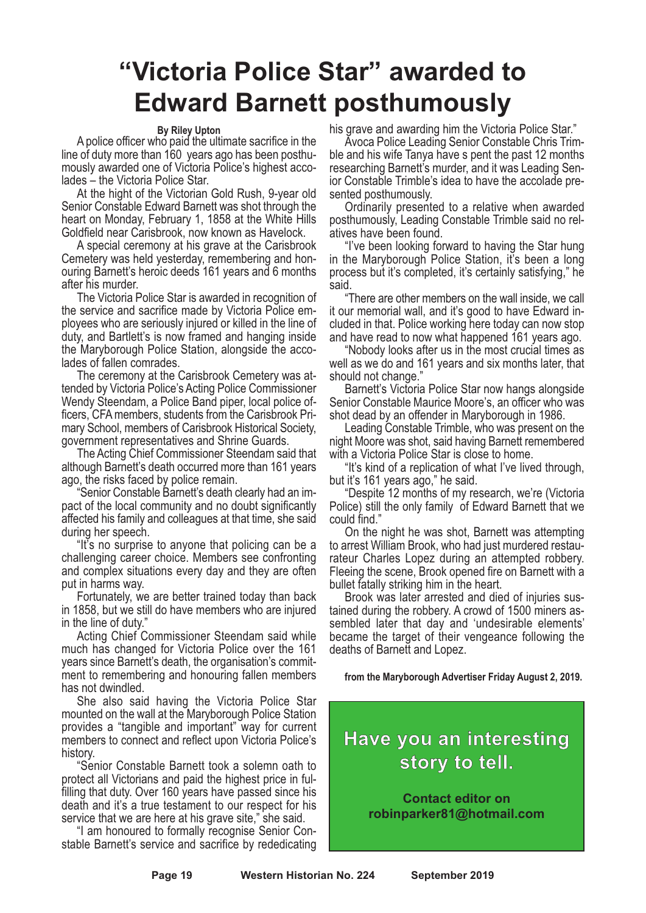# "Victoria Police Star" awarded to Edward Barnett posthumously

**By Riley Upton**

A police officer who paid the ultimate sacrifice in the line of duty more than 160 years ago has been posthumously awarded one of Victoria Police's highest accolades – the Victoria Police Star.

At the hight of the Victorian Gold Rush, 9-year old Senior Constable Edward Barnett was shot through the heart on Monday, February 1, 1858 at the White Hills Goldfield near Carisbrook, now known as Havelock.

A special ceremony at his grave at the Carisbrook Cemetery was held yesterday, remembering and honouring Barnett's heroic deeds 161 years and 6 months after his murder.

The Victoria Police Star is awarded in recognition of the service and sacrifice made by Victoria Police employees who are seriously injured or killed in the line of duty, and Bartlett's is now framed and hanging inside the Maryborough Police Station, alongside the accolades of fallen comrades.

The ceremony at the Carisbrook Cemetery was attended by Victoria Police's Acting Police Commissioner Wendy Steendam, a Police Band piper, local police officers, CFA members, students from the Carisbrook Primary School, members of Carisbrook Historical Society, government representatives and Shrine Guards.

The Acting Chief Commissioner Steendam said that although Barnett's death occurred more than 161 years ago, the risks faced by police remain.

"Senior Constable Barnett's death clearly had an impact of the local community and no doubt significantly affected his family and colleagues at that time, she said during her speech.

"It's no surprise to anyone that policing can be a challenging career choice. Members see confronting and complex situations every day and they are often put in harms way.

Fortunately, we are better trained today than back in 1858, but we still do have members who are injured in the line of duty."

Acting Chief Commissioner Steendam said while much has changed for Victoria Police over the 161 years since Barnett's death, the organisation's commitment to remembering and honouring fallen members has not dwindled.

She also said having the Victoria Police Star mounted on the wall at the Maryborough Police Station provides a "tangible and important" way for current members to connect and reflect upon Victoria Police's history.

"Senior Constable Barnett took a solemn oath to protect all Victorians and paid the highest price in fulfilling that duty. Over 160 years have passed since his death and it's a true testament to our respect for his service that we are here at his grave site," she said.

"I am honoured to formally recognise Senior Constable Barnett's service and sacrifice by rededicating his grave and awarding him the Victoria Police Star."

Avoca Police Leading Senior Constable Chris Trimble and his wife Tanya have s pent the past 12 months researching Barnett's murder, and it was Leading Senior Constable Trimble's idea to have the accolade presented posthumously.

Ordinarily presented to a relative when awarded posthumously, Leading Constable Trimble said no relatives have been found.

"I've been looking forward to having the Star hung in the Maryborough Police Station, it's been a long process but it's completed, it's certainly satisfying," he said.

"There are other members on the wall inside, we call it our memorial wall, and it's good to have Edward included in that. Police working here today can now stop and have read to now what happened 161 years ago.

"Nobody looks after us in the most crucial times as well as we do and 161 years and six months later, that should not change."

Barnett's Victoria Police Star now hangs alongside Senior Constable Maurice Moore's, an officer who was shot dead by an offender in Maryborough in 1986.

Leading Constable Trimble, who was present on the night Moore was shot, said having Barnett remembered with a Victoria Police Star is close to home.

"It's kind of a replication of what I've lived through, but it's 161 years ago," he said.

"Despite 12 months of my research, we're (Victoria Police) still the only family of Edward Barnett that we could find."

On the night he was shot, Barnett was attempting to arrest William Brook, who had just murdered restaurateur Charles Lopez during an attempted robbery. Fleeing the scene, Brook opened fire on Barnett with a bullet fatally striking him in the heart.

Brook was later arrested and died of injuries sustained during the robbery. A crowd of 1500 miners assembled later that day and 'undesirable elements' became the target of their vengeance following the deaths of Barnett and Lopez.

**from the Maryborough Advertiser Friday August 2, 2019.**

---

**Have you an interesting story to tell.**

**Contact editor on robinparker81@hotmail.com**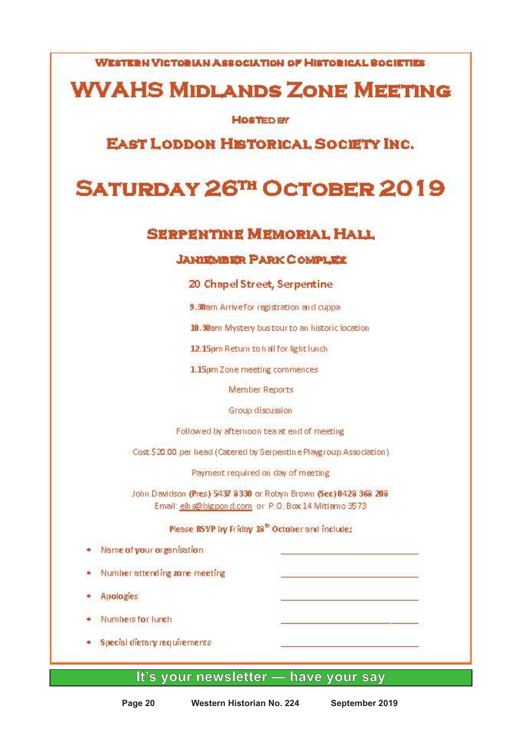WESTERN VICTORIAN ASSOCIATION OF HISTORICAL SOCIETIES

# WVAHS MIDLANDS ZONE MEETING

HOSTED BY

## EAST LODDON HISTORICAL SOCIETY INC.

# SATURDAY 26TH OCTOBER 2019

### SERPENTINE MEMORIAL HALL

### JANIEMBER PARK COMPLEX

20 Chapel Street, Serpentine

**9.30**am Arrive for registration and cuppa

**10.30**am Mystery bus tour to an historic location

**12.15**pm Return to hall for light lunch

**1.15**pm Zone meeting commences

Member Reports

Group discussion

Followed by afternoon tea at end of meeting

Cost $20.00 per head (Catered by Serpentine Playgroup Association)

Payment required on day of meeting

John Davidson **(Pres) 5437 8330** or Robyn Brown **(Sec) 0428 368 208**
Email: elhs@bigpond.com or P.O. Box 14 Mitiamo 3573

**Please RSVP by Friday 18th October and include;**

- Name of your organisation ______________________
- Number attending zone meeting ______________________
- Apologies ______________________
- Numbers for lunch ______________________
- Special dietary requirements ______________________

It's your newsletter — have your say